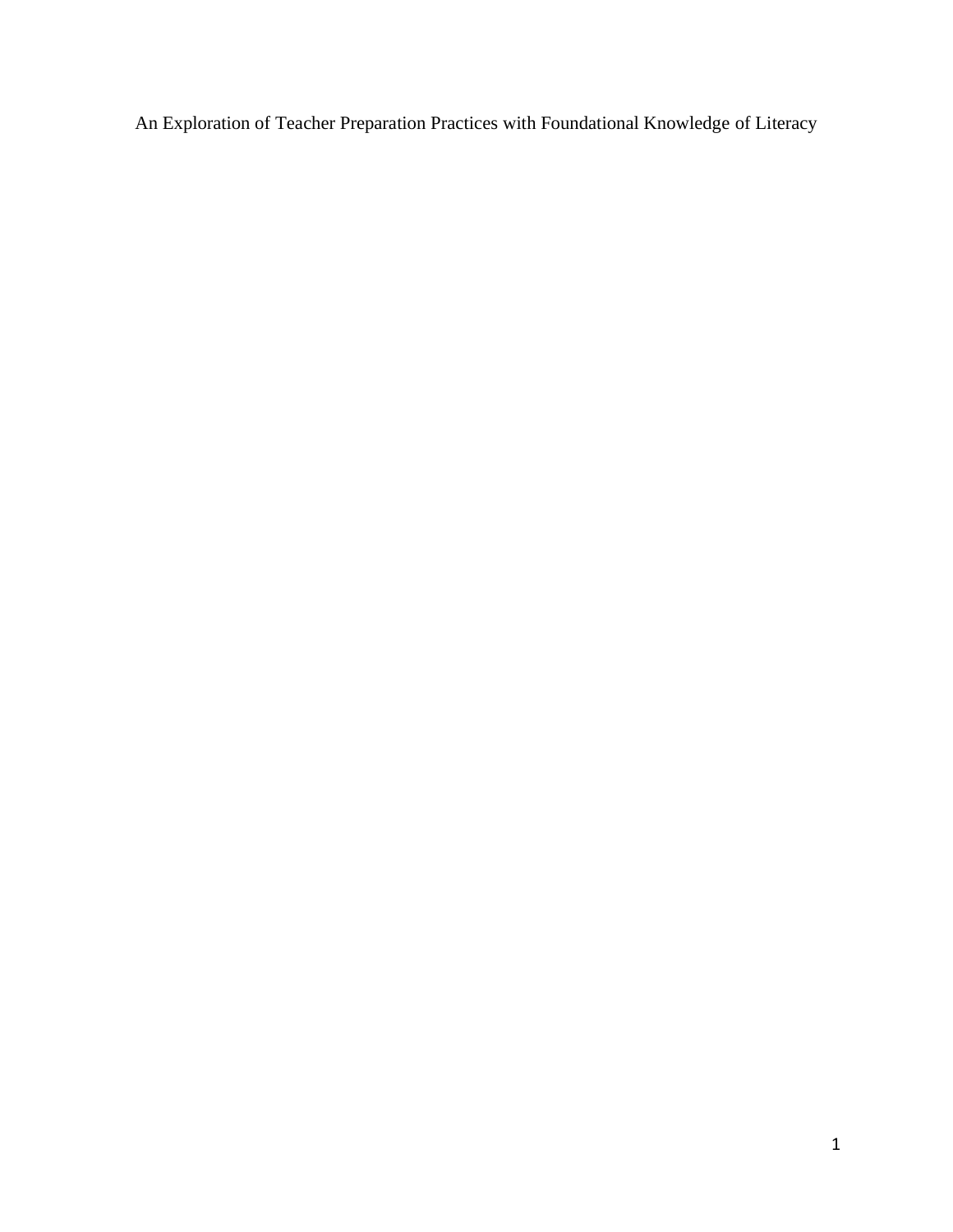# An Exploration of Teacher Preparation Practices with Foundational Knowledge of Literacy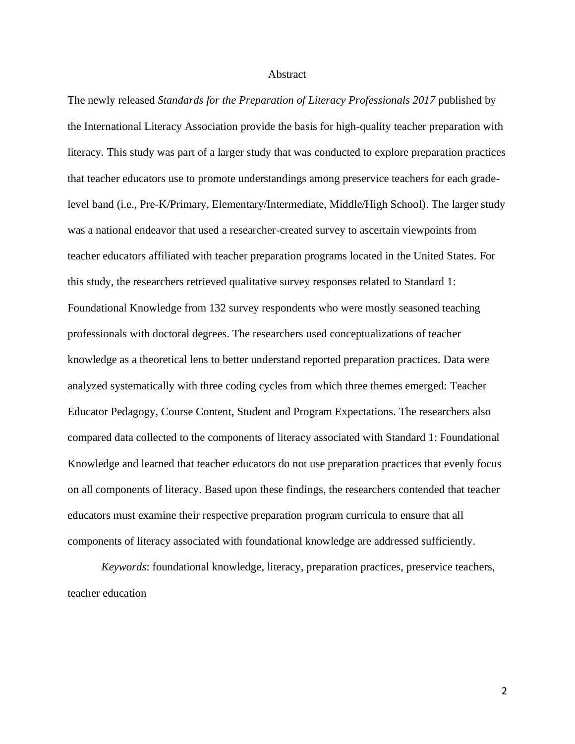# Abstract

The newly released *Standards for the Preparation of Literacy Professionals 2017* published by the International Literacy Association provide the basis for high-quality teacher preparation with literacy. This study was part of a larger study that was conducted to explore preparation practices that teacher educators use to promote understandings among preservice teachers for each grade-level band (i.e., Pre-K/Primary, Elementary/Intermediate, Middle/High School). The larger study was a national endeavor that used a researcher-created survey to ascertain viewpoints from teacher educators affiliated with teacher preparation programs located in the United States. For this study, the researchers retrieved qualitative survey responses related to Standard 1: Foundational Knowledge from 132 survey respondents who were mostly seasoned teaching professionals with doctoral degrees. The researchers used conceptualizations of teacher knowledge as a theoretical lens to better understand reported preparation practices. Data were analyzed systematically with three coding cycles from which three themes emerged: Teacher Educator Pedagogy, Course Content, Student and Program Expectations. The researchers also compared data collected to the components of literacy associated with Standard 1: Foundational Knowledge and learned that teacher educators do not use preparation practices that evenly focus on all components of literacy. Based upon these findings, the researchers contended that teacher educators must examine their respective preparation program curricula to ensure that all components of literacy associated with foundational knowledge are addressed sufficiently.

*Keywords*: foundational knowledge, literacy, preparation practices, preservice teachers, teacher education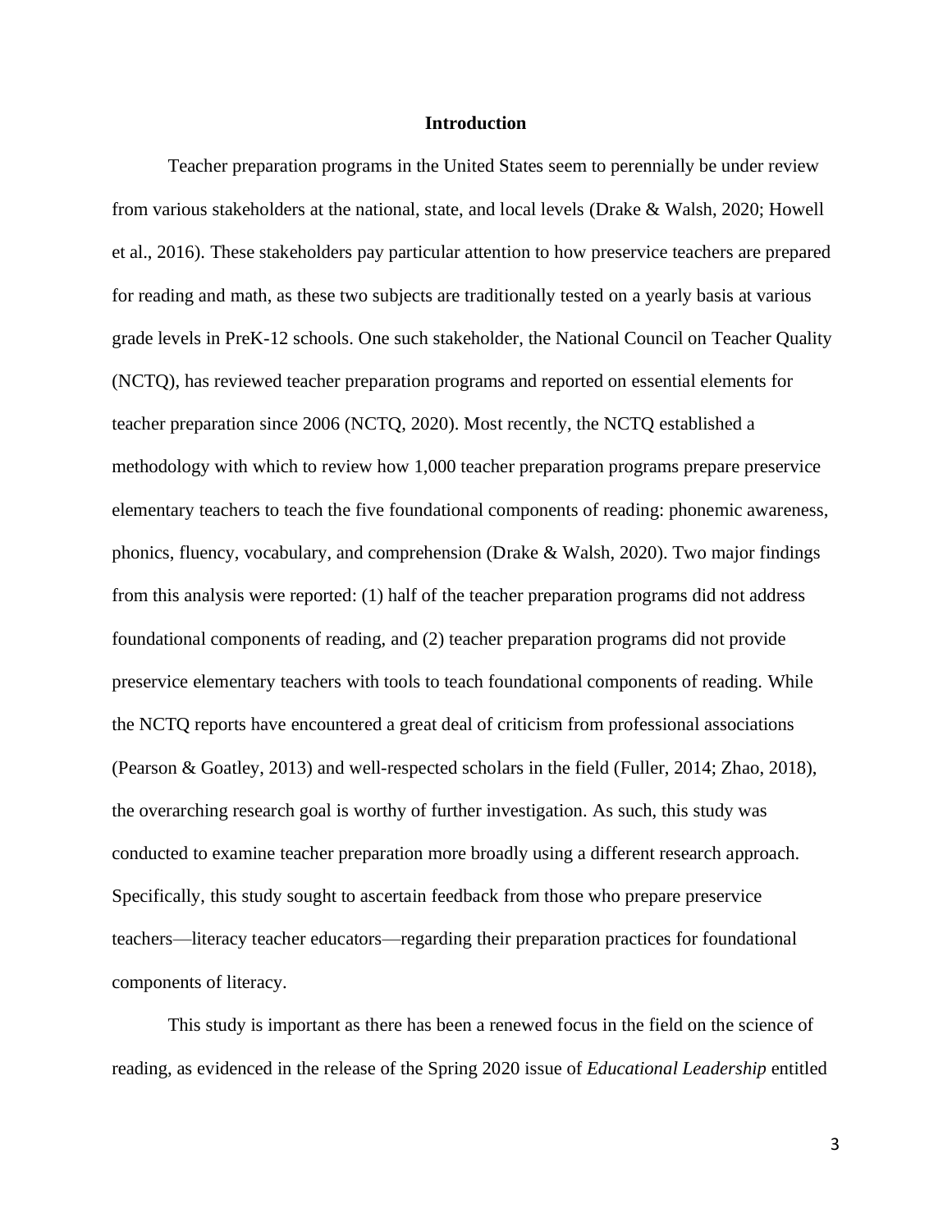## Introduction

Teacher preparation programs in the United States seem to perennially be under review from various stakeholders at the national, state, and local levels (Drake & Walsh, 2020; Howell et al., 2016). These stakeholders pay particular attention to how preservice teachers are prepared for reading and math, as these two subjects are traditionally tested on a yearly basis at various grade levels in PreK-12 schools. One such stakeholder, the National Council on Teacher Quality (NCTQ), has reviewed teacher preparation programs and reported on essential elements for teacher preparation since 2006 (NCTQ, 2020). Most recently, the NCTQ established a methodology with which to review how 1,000 teacher preparation programs prepare preservice elementary teachers to teach the five foundational components of reading: phonemic awareness, phonics, fluency, vocabulary, and comprehension (Drake & Walsh, 2020). Two major findings from this analysis were reported: (1) half of the teacher preparation programs did not address foundational components of reading, and (2) teacher preparation programs did not provide preservice elementary teachers with tools to teach foundational components of reading. While the NCTQ reports have encountered a great deal of criticism from professional associations (Pearson & Goatley, 2013) and well-respected scholars in the field (Fuller, 2014; Zhao, 2018), the overarching research goal is worthy of further investigation. As such, this study was conducted to examine teacher preparation more broadly using a different research approach. Specifically, this study sought to ascertain feedback from those who prepare preservice teachers—literacy teacher educators—regarding their preparation practices for foundational components of literacy.

This study is important as there has been a renewed focus in the field on the science of reading, as evidenced in the release of the Spring 2020 issue of *Educational Leadership* entitled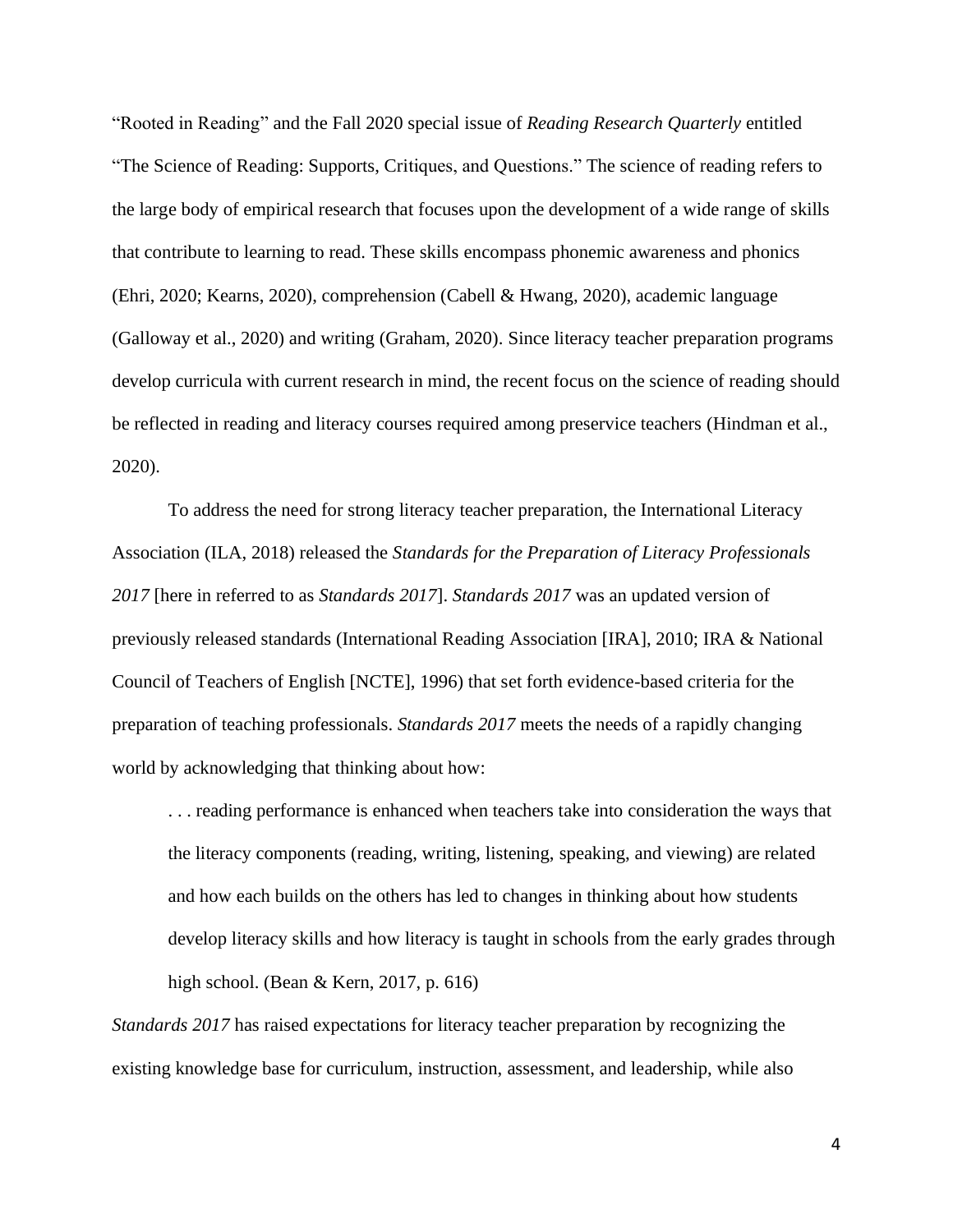"Rooted in Reading" and the Fall 2020 special issue of *Reading Research Quarterly* entitled "The Science of Reading: Supports, Critiques, and Questions." The science of reading refers to the large body of empirical research that focuses upon the development of a wide range of skills that contribute to learning to read. These skills encompass phonemic awareness and phonics (Ehri, 2020; Kearns, 2020), comprehension (Cabell & Hwang, 2020), academic language (Galloway et al., 2020) and writing (Graham, 2020). Since literacy teacher preparation programs develop curricula with current research in mind, the recent focus on the science of reading should be reflected in reading and literacy courses required among preservice teachers (Hindman et al., 2020).

To address the need for strong literacy teacher preparation, the International Literacy Association (ILA, 2018) released the *Standards for the Preparation of Literacy Professionals 2017* [here in referred to as *Standards 2017*]. *Standards 2017* was an updated version of previously released standards (International Reading Association [IRA], 2010; IRA & National Council of Teachers of English [NCTE], 1996) that set forth evidence-based criteria for the preparation of teaching professionals. *Standards 2017* meets the needs of a rapidly changing world by acknowledging that thinking about how:

> . . . reading performance is enhanced when teachers take into consideration the ways that the literacy components (reading, writing, listening, speaking, and viewing) are related and how each builds on the others has led to changes in thinking about how students develop literacy skills and how literacy is taught in schools from the early grades through high school. (Bean & Kern, 2017, p. 616)

*Standards 2017* has raised expectations for literacy teacher preparation by recognizing the existing knowledge base for curriculum, instruction, assessment, and leadership, while also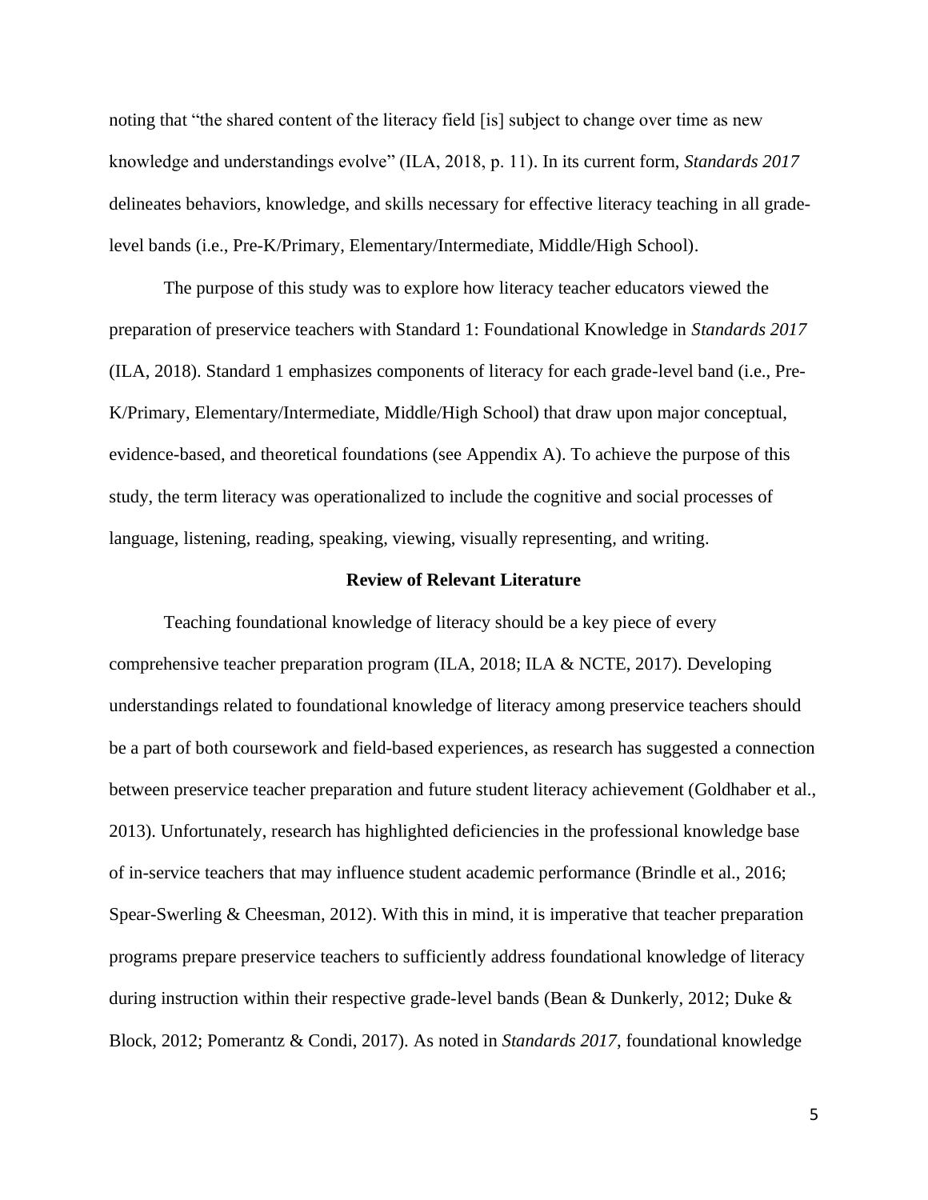noting that "the shared content of the literacy field [is] subject to change over time as new knowledge and understandings evolve" (ILA, 2018, p. 11). In its current form, *Standards 2017* delineates behaviors, knowledge, and skills necessary for effective literacy teaching in all grade-level bands (i.e., Pre-K/Primary, Elementary/Intermediate, Middle/High School).

The purpose of this study was to explore how literacy teacher educators viewed the preparation of preservice teachers with Standard 1: Foundational Knowledge in *Standards 2017* (ILA, 2018). Standard 1 emphasizes components of literacy for each grade-level band (i.e., Pre-K/Primary, Elementary/Intermediate, Middle/High School) that draw upon major conceptual, evidence-based, and theoretical foundations (see Appendix A). To achieve the purpose of this study, the term literacy was operationalized to include the cognitive and social processes of language, listening, reading, speaking, viewing, visually representing, and writing.

## Review of Relevant Literature

Teaching foundational knowledge of literacy should be a key piece of every comprehensive teacher preparation program (ILA, 2018; ILA & NCTE, 2017). Developing understandings related to foundational knowledge of literacy among preservice teachers should be a part of both coursework and field-based experiences, as research has suggested a connection between preservice teacher preparation and future student literacy achievement (Goldhaber et al., 2013). Unfortunately, research has highlighted deficiencies in the professional knowledge base of in-service teachers that may influence student academic performance (Brindle et al., 2016; Spear-Swerling & Cheesman, 2012). With this in mind, it is imperative that teacher preparation programs prepare preservice teachers to sufficiently address foundational knowledge of literacy during instruction within their respective grade-level bands (Bean & Dunkerly, 2012; Duke & Block, 2012; Pomerantz & Condi, 2017). As noted in *Standards 2017*, foundational knowledge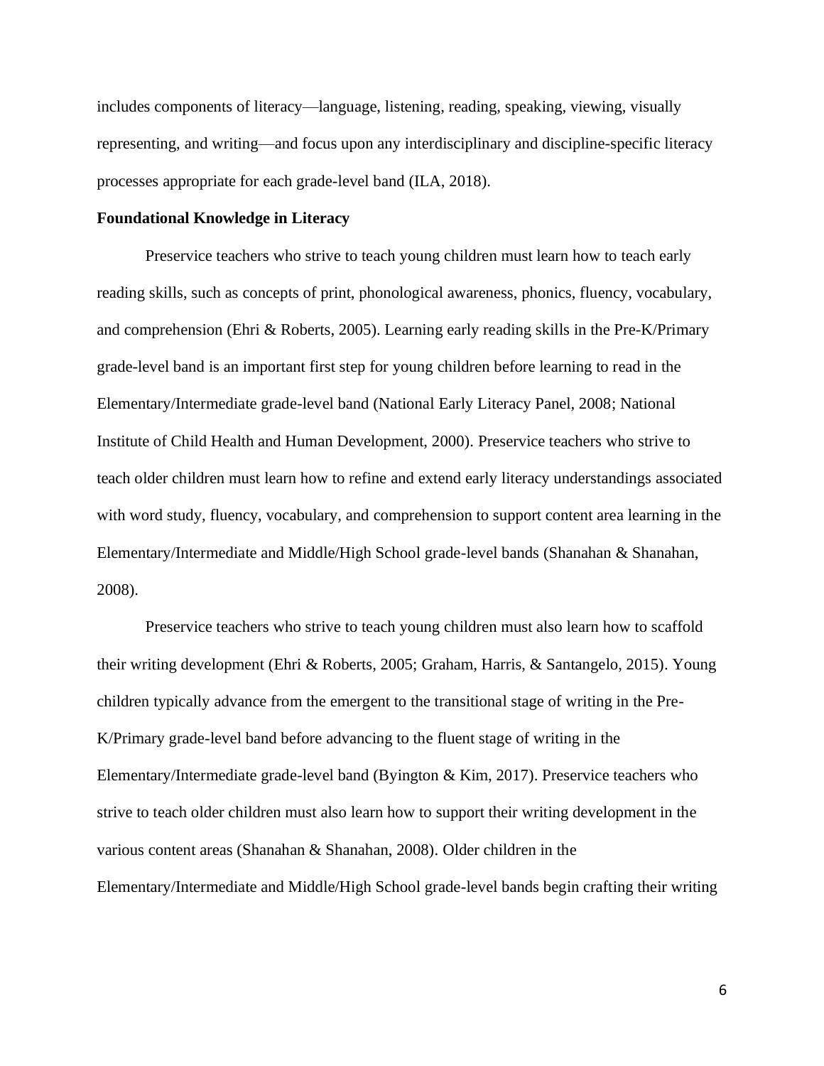includes components of literacy—language, listening, reading, speaking, viewing, visually representing, and writing—and focus upon any interdisciplinary and discipline-specific literacy processes appropriate for each grade-level band (ILA, 2018).

**Foundational Knowledge in Literacy**

Preservice teachers who strive to teach young children must learn how to teach early reading skills, such as concepts of print, phonological awareness, phonics, fluency, vocabulary, and comprehension (Ehri & Roberts, 2005). Learning early reading skills in the Pre-K/Primary grade-level band is an important first step for young children before learning to read in the Elementary/Intermediate grade-level band (National Early Literacy Panel, 2008; National Institute of Child Health and Human Development, 2000). Preservice teachers who strive to teach older children must learn how to refine and extend early literacy understandings associated with word study, fluency, vocabulary, and comprehension to support content area learning in the Elementary/Intermediate and Middle/High School grade-level bands (Shanahan & Shanahan, 2008).

Preservice teachers who strive to teach young children must also learn how to scaffold their writing development (Ehri & Roberts, 2005; Graham, Harris, & Santangelo, 2015). Young children typically advance from the emergent to the transitional stage of writing in the Pre-K/Primary grade-level band before advancing to the fluent stage of writing in the Elementary/Intermediate grade-level band (Byington & Kim, 2017). Preservice teachers who strive to teach older children must also learn how to support their writing development in the various content areas (Shanahan & Shanahan, 2008). Older children in the Elementary/Intermediate and Middle/High School grade-level bands begin crafting their writing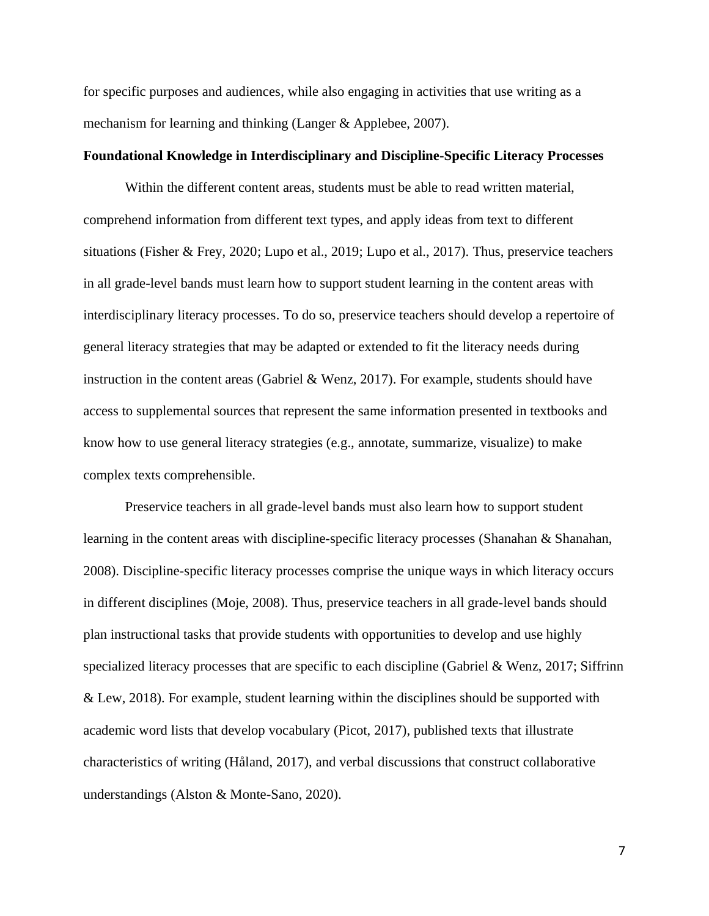for specific purposes and audiences, while also engaging in activities that use writing as a mechanism for learning and thinking (Langer & Applebee, 2007).

**Foundational Knowledge in Interdisciplinary and Discipline-Specific Literacy Processes**

Within the different content areas, students must be able to read written material, comprehend information from different text types, and apply ideas from text to different situations (Fisher & Frey, 2020; Lupo et al., 2019; Lupo et al., 2017). Thus, preservice teachers in all grade-level bands must learn how to support student learning in the content areas with interdisciplinary literacy processes. To do so, preservice teachers should develop a repertoire of general literacy strategies that may be adapted or extended to fit the literacy needs during instruction in the content areas (Gabriel & Wenz, 2017). For example, students should have access to supplemental sources that represent the same information presented in textbooks and know how to use general literacy strategies (e.g., annotate, summarize, visualize) to make complex texts comprehensible.

Preservice teachers in all grade-level bands must also learn how to support student learning in the content areas with discipline-specific literacy processes (Shanahan & Shanahan, 2008). Discipline-specific literacy processes comprise the unique ways in which literacy occurs in different disciplines (Moje, 2008). Thus, preservice teachers in all grade-level bands should plan instructional tasks that provide students with opportunities to develop and use highly specialized literacy processes that are specific to each discipline (Gabriel & Wenz, 2017; Siffrinn & Lew, 2018). For example, student learning within the disciplines should be supported with academic word lists that develop vocabulary (Picot, 2017), published texts that illustrate characteristics of writing (Håland, 2017), and verbal discussions that construct collaborative understandings (Alston & Monte-Sano, 2020).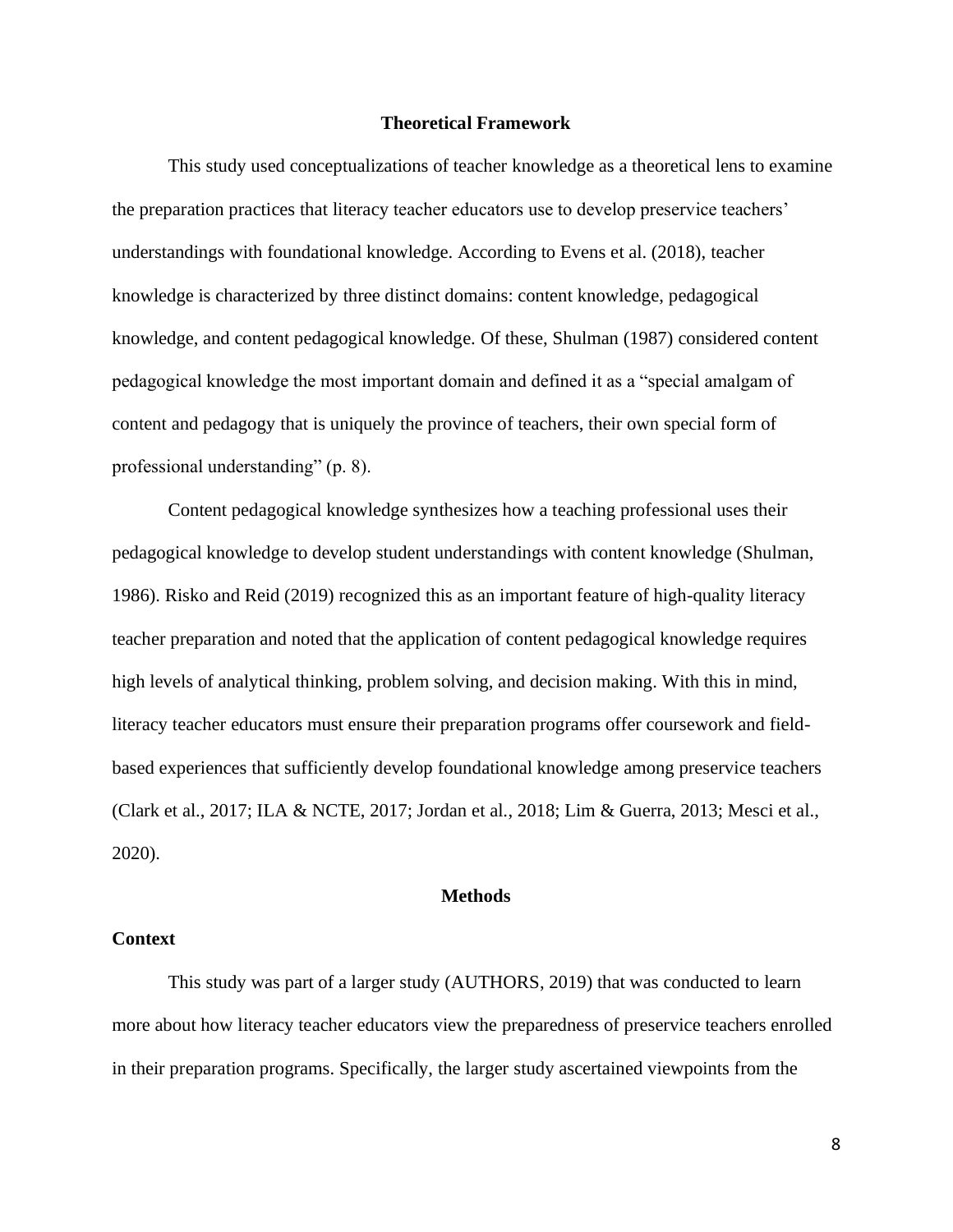## Theoretical Framework

This study used conceptualizations of teacher knowledge as a theoretical lens to examine the preparation practices that literacy teacher educators use to develop preservice teachers' understandings with foundational knowledge. According to Evens et al. (2018), teacher knowledge is characterized by three distinct domains: content knowledge, pedagogical knowledge, and content pedagogical knowledge. Of these, Shulman (1987) considered content pedagogical knowledge the most important domain and defined it as a "special amalgam of content and pedagogy that is uniquely the province of teachers, their own special form of professional understanding" (p. 8).

Content pedagogical knowledge synthesizes how a teaching professional uses their pedagogical knowledge to develop student understandings with content knowledge (Shulman, 1986). Risko and Reid (2019) recognized this as an important feature of high-quality literacy teacher preparation and noted that the application of content pedagogical knowledge requires high levels of analytical thinking, problem solving, and decision making. With this in mind, literacy teacher educators must ensure their preparation programs offer coursework and field-based experiences that sufficiently develop foundational knowledge among preservice teachers (Clark et al., 2017; ILA & NCTE, 2017; Jordan et al., 2018; Lim & Guerra, 2013; Mesci et al., 2020).

## Methods

### Context

This study was part of a larger study (AUTHORS, 2019) that was conducted to learn more about how literacy teacher educators view the preparedness of preservice teachers enrolled in their preparation programs. Specifically, the larger study ascertained viewpoints from the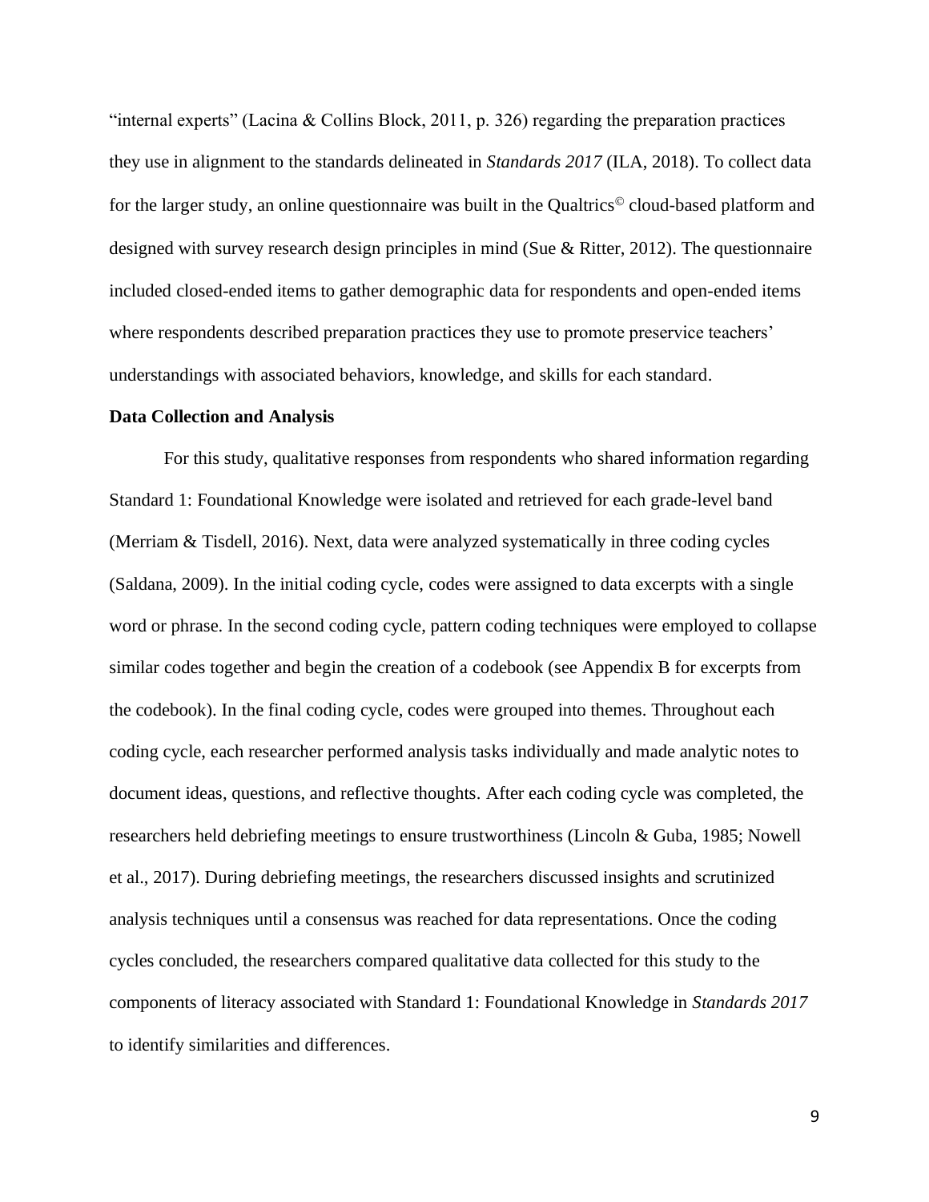"internal experts" (Lacina & Collins Block, 2011, p. 326) regarding the preparation practices they use in alignment to the standards delineated in *Standards 2017* (ILA, 2018). To collect data for the larger study, an online questionnaire was built in the Qualtrics© cloud-based platform and designed with survey research design principles in mind (Sue & Ritter, 2012). The questionnaire included closed-ended items to gather demographic data for respondents and open-ended items where respondents described preparation practices they use to promote preservice teachers' understandings with associated behaviors, knowledge, and skills for each standard.

**Data Collection and Analysis**

For this study, qualitative responses from respondents who shared information regarding Standard 1: Foundational Knowledge were isolated and retrieved for each grade-level band (Merriam & Tisdell, 2016). Next, data were analyzed systematically in three coding cycles (Saldana, 2009). In the initial coding cycle, codes were assigned to data excerpts with a single word or phrase. In the second coding cycle, pattern coding techniques were employed to collapse similar codes together and begin the creation of a codebook (see Appendix B for excerpts from the codebook). In the final coding cycle, codes were grouped into themes. Throughout each coding cycle, each researcher performed analysis tasks individually and made analytic notes to document ideas, questions, and reflective thoughts. After each coding cycle was completed, the researchers held debriefing meetings to ensure trustworthiness (Lincoln & Guba, 1985; Nowell et al., 2017). During debriefing meetings, the researchers discussed insights and scrutinized analysis techniques until a consensus was reached for data representations. Once the coding cycles concluded, the researchers compared qualitative data collected for this study to the components of literacy associated with Standard 1: Foundational Knowledge in *Standards 2017* to identify similarities and differences.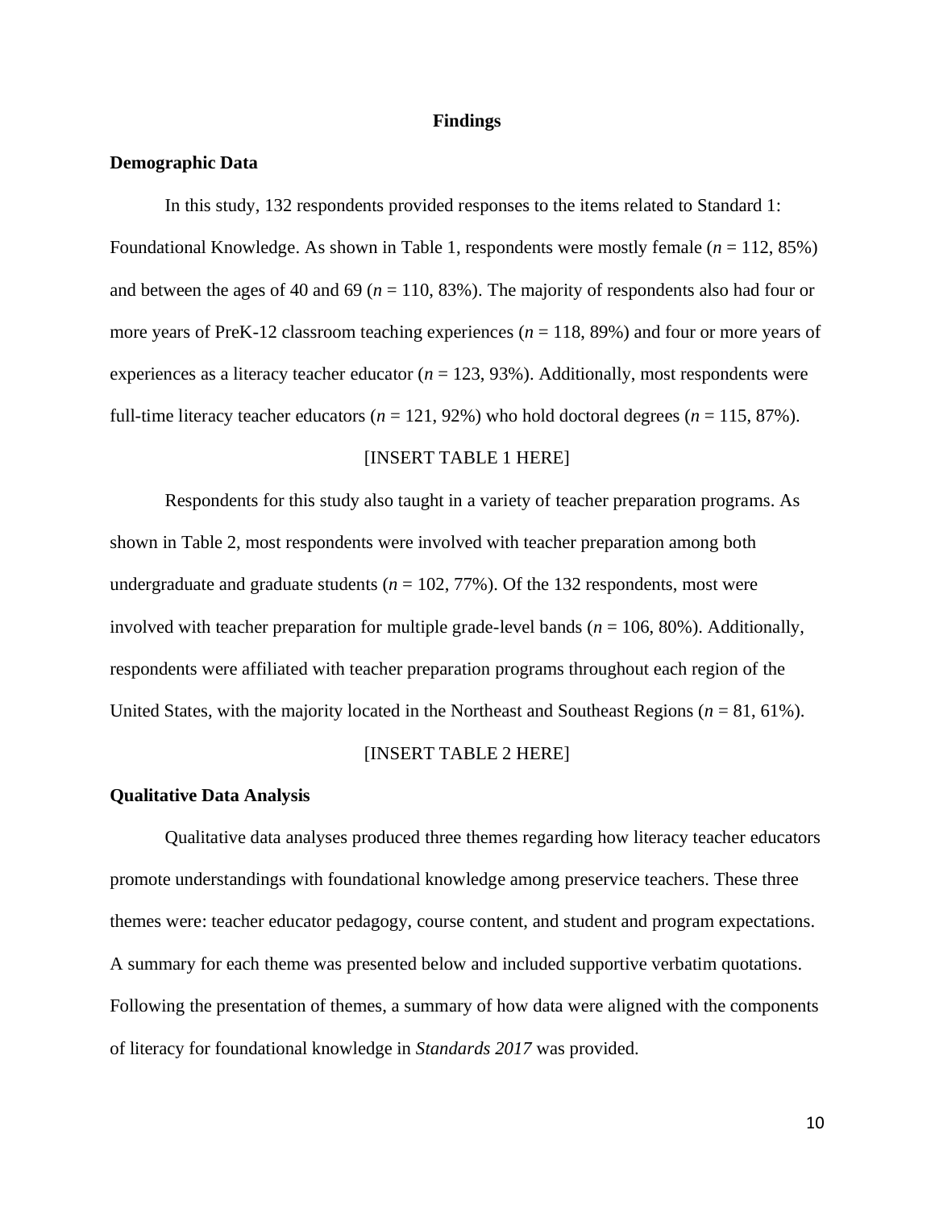# Findings

## Demographic Data

In this study, 132 respondents provided responses to the items related to Standard 1: Foundational Knowledge. As shown in Table 1, respondents were mostly female (*n* = 112, 85%) and between the ages of 40 and 69 (*n* = 110, 83%). The majority of respondents also had four or more years of PreK-12 classroom teaching experiences (*n* = 118, 89%) and four or more years of experiences as a literacy teacher educator (*n* = 123, 93%). Additionally, most respondents were full-time literacy teacher educators (*n* = 121, 92%) who hold doctoral degrees (*n* = 115, 87%).

[INSERT TABLE 1 HERE]

Respondents for this study also taught in a variety of teacher preparation programs. As shown in Table 2, most respondents were involved with teacher preparation among both undergraduate and graduate students (*n* = 102, 77%). Of the 132 respondents, most were involved with teacher preparation for multiple grade-level bands (*n* = 106, 80%). Additionally, respondents were affiliated with teacher preparation programs throughout each region of the United States, with the majority located in the Northeast and Southeast Regions (*n* = 81, 61%).

[INSERT TABLE 2 HERE]

## Qualitative Data Analysis

Qualitative data analyses produced three themes regarding how literacy teacher educators promote understandings with foundational knowledge among preservice teachers. These three themes were: teacher educator pedagogy, course content, and student and program expectations. A summary for each theme was presented below and included supportive verbatim quotations. Following the presentation of themes, a summary of how data were aligned with the components of literacy for foundational knowledge in *Standards 2017* was provided.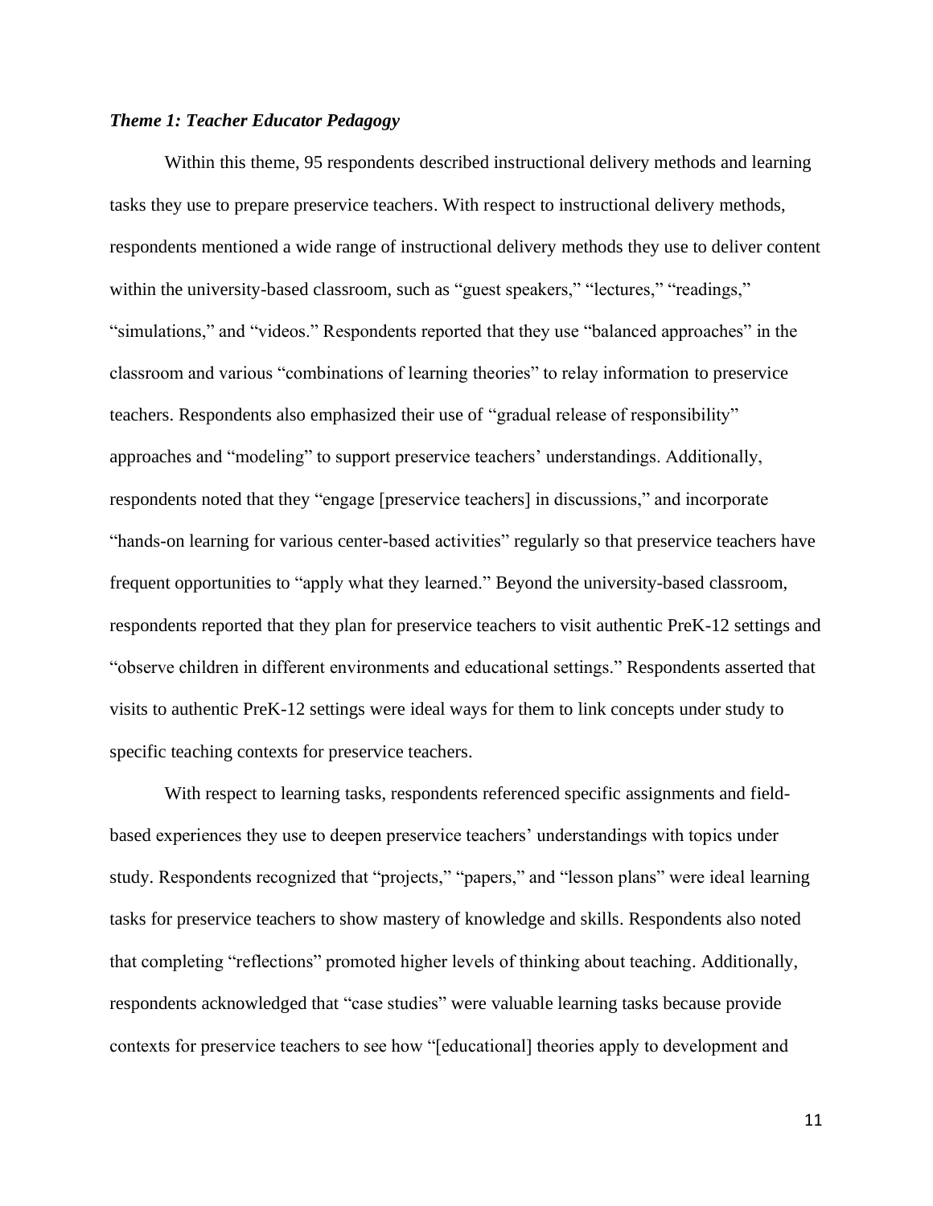### *Theme 1: Teacher Educator Pedagogy*

Within this theme, 95 respondents described instructional delivery methods and learning tasks they use to prepare preservice teachers. With respect to instructional delivery methods, respondents mentioned a wide range of instructional delivery methods they use to deliver content within the university-based classroom, such as "guest speakers," "lectures," "readings," "simulations," and "videos." Respondents reported that they use "balanced approaches" in the classroom and various "combinations of learning theories" to relay information to preservice teachers. Respondents also emphasized their use of "gradual release of responsibility" approaches and "modeling" to support preservice teachers' understandings. Additionally, respondents noted that they "engage [preservice teachers] in discussions," and incorporate "hands-on learning for various center-based activities" regularly so that preservice teachers have frequent opportunities to "apply what they learned." Beyond the university-based classroom, respondents reported that they plan for preservice teachers to visit authentic PreK-12 settings and "observe children in different environments and educational settings." Respondents asserted that visits to authentic PreK-12 settings were ideal ways for them to link concepts under study to specific teaching contexts for preservice teachers.

With respect to learning tasks, respondents referenced specific assignments and field-based experiences they use to deepen preservice teachers' understandings with topics under study. Respondents recognized that "projects," "papers," and "lesson plans" were ideal learning tasks for preservice teachers to show mastery of knowledge and skills. Respondents also noted that completing "reflections" promoted higher levels of thinking about teaching. Additionally, respondents acknowledged that "case studies" were valuable learning tasks because provide contexts for preservice teachers to see how "[educational] theories apply to development and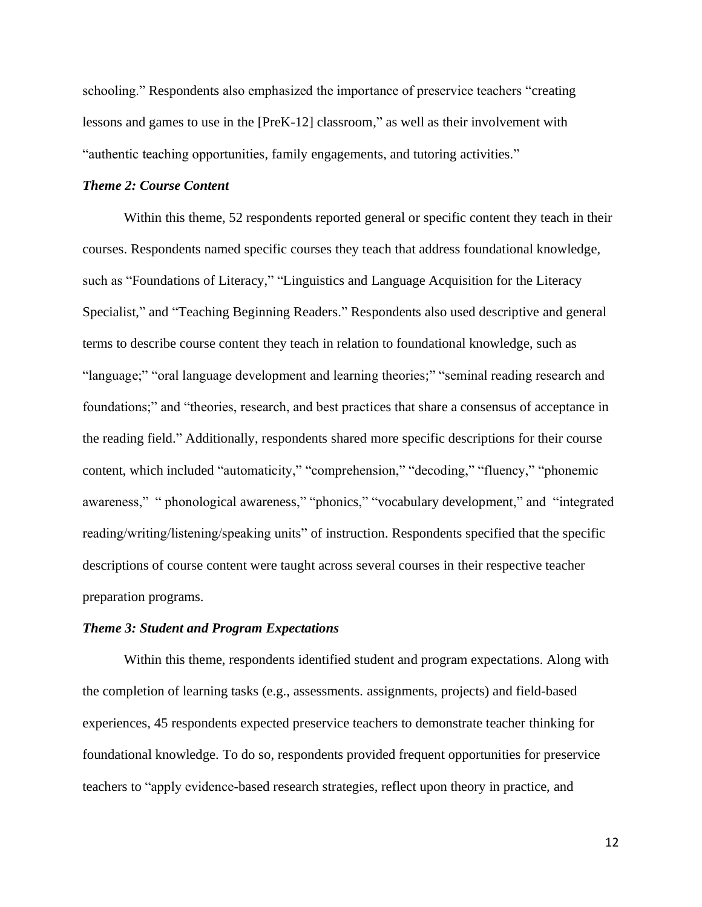schooling." Respondents also emphasized the importance of preservice teachers "creating lessons and games to use in the [PreK-12] classroom," as well as their involvement with "authentic teaching opportunities, family engagements, and tutoring activities."

### *Theme 2: Course Content*

Within this theme, 52 respondents reported general or specific content they teach in their courses. Respondents named specific courses they teach that address foundational knowledge, such as "Foundations of Literacy," "Linguistics and Language Acquisition for the Literacy Specialist," and "Teaching Beginning Readers." Respondents also used descriptive and general terms to describe course content they teach in relation to foundational knowledge, such as "language;" "oral language development and learning theories;" "seminal reading research and foundations;" and "theories, research, and best practices that share a consensus of acceptance in the reading field." Additionally, respondents shared more specific descriptions for their course content, which included "automaticity," "comprehension," "decoding," "fluency," "phonemic awareness," " phonological awareness," "phonics," "vocabulary development," and "integrated reading/writing/listening/speaking units" of instruction. Respondents specified that the specific descriptions of course content were taught across several courses in their respective teacher preparation programs.

### *Theme 3: Student and Program Expectations*

Within this theme, respondents identified student and program expectations. Along with the completion of learning tasks (e.g., assessments. assignments, projects) and field-based experiences, 45 respondents expected preservice teachers to demonstrate teacher thinking for foundational knowledge. To do so, respondents provided frequent opportunities for preservice teachers to "apply evidence-based research strategies, reflect upon theory in practice, and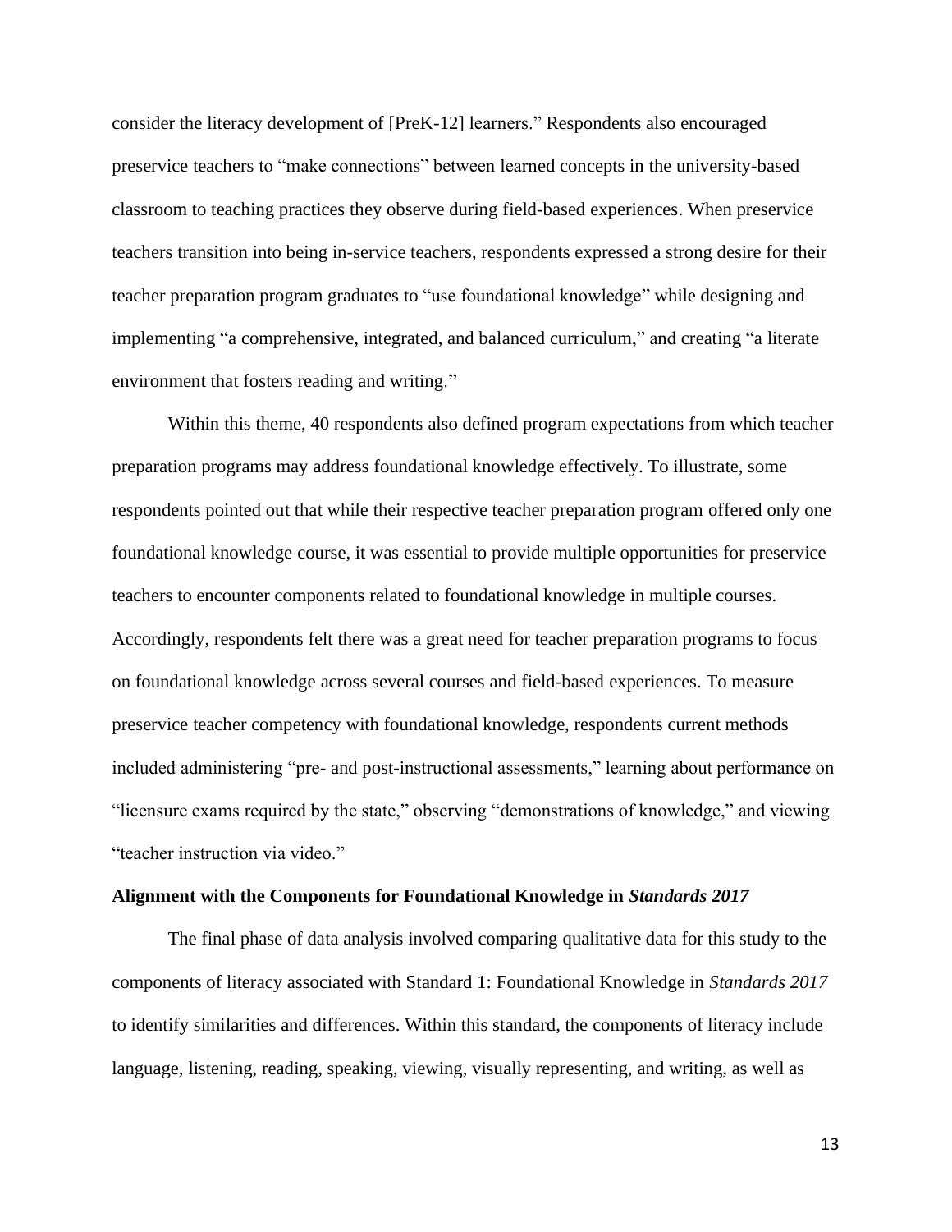consider the literacy development of [PreK-12] learners." Respondents also encouraged preservice teachers to "make connections" between learned concepts in the university-based classroom to teaching practices they observe during field-based experiences. When preservice teachers transition into being in-service teachers, respondents expressed a strong desire for their teacher preparation program graduates to "use foundational knowledge" while designing and implementing "a comprehensive, integrated, and balanced curriculum," and creating "a literate environment that fosters reading and writing."

Within this theme, 40 respondents also defined program expectations from which teacher preparation programs may address foundational knowledge effectively. To illustrate, some respondents pointed out that while their respective teacher preparation program offered only one foundational knowledge course, it was essential to provide multiple opportunities for preservice teachers to encounter components related to foundational knowledge in multiple courses. Accordingly, respondents felt there was a great need for teacher preparation programs to focus on foundational knowledge across several courses and field-based experiences. To measure preservice teacher competency with foundational knowledge, respondents current methods included administering "pre- and post-instructional assessments," learning about performance on "licensure exams required by the state," observing "demonstrations of knowledge," and viewing "teacher instruction via video."

### Alignment with the Components for Foundational Knowledge in *Standards 2017*

The final phase of data analysis involved comparing qualitative data for this study to the components of literacy associated with Standard 1: Foundational Knowledge in *Standards 2017* to identify similarities and differences. Within this standard, the components of literacy include language, listening, reading, speaking, viewing, visually representing, and writing, as well as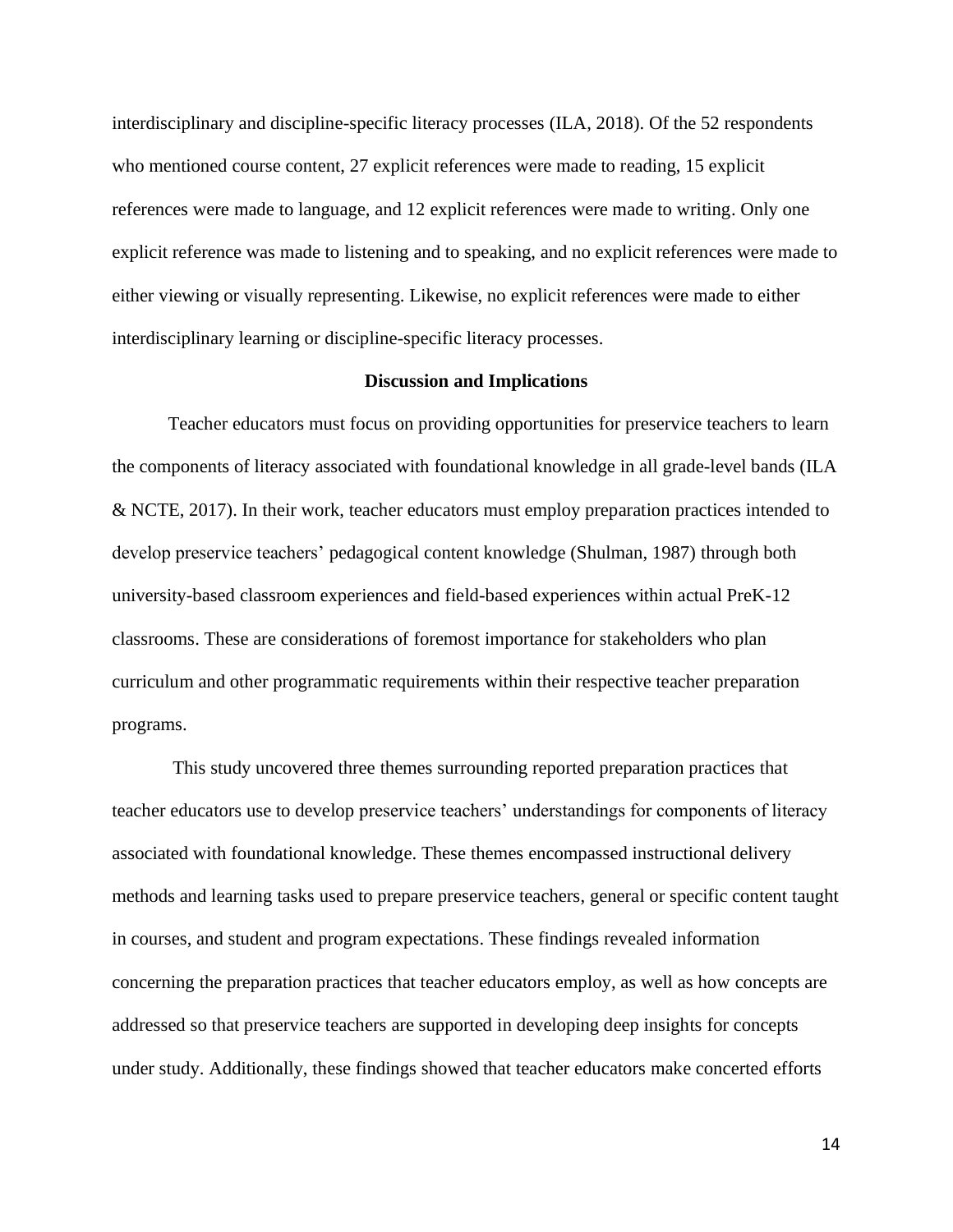interdisciplinary and discipline-specific literacy processes (ILA, 2018). Of the 52 respondents who mentioned course content, 27 explicit references were made to reading, 15 explicit references were made to language, and 12 explicit references were made to writing. Only one explicit reference was made to listening and to speaking, and no explicit references were made to either viewing or visually representing. Likewise, no explicit references were made to either interdisciplinary learning or discipline-specific literacy processes.

## Discussion and Implications

Teacher educators must focus on providing opportunities for preservice teachers to learn the components of literacy associated with foundational knowledge in all grade-level bands (ILA & NCTE, 2017). In their work, teacher educators must employ preparation practices intended to develop preservice teachers' pedagogical content knowledge (Shulman, 1987) through both university-based classroom experiences and field-based experiences within actual PreK-12 classrooms. These are considerations of foremost importance for stakeholders who plan curriculum and other programmatic requirements within their respective teacher preparation programs.

This study uncovered three themes surrounding reported preparation practices that teacher educators use to develop preservice teachers' understandings for components of literacy associated with foundational knowledge. These themes encompassed instructional delivery methods and learning tasks used to prepare preservice teachers, general or specific content taught in courses, and student and program expectations. These findings revealed information concerning the preparation practices that teacher educators employ, as well as how concepts are addressed so that preservice teachers are supported in developing deep insights for concepts under study. Additionally, these findings showed that teacher educators make concerted efforts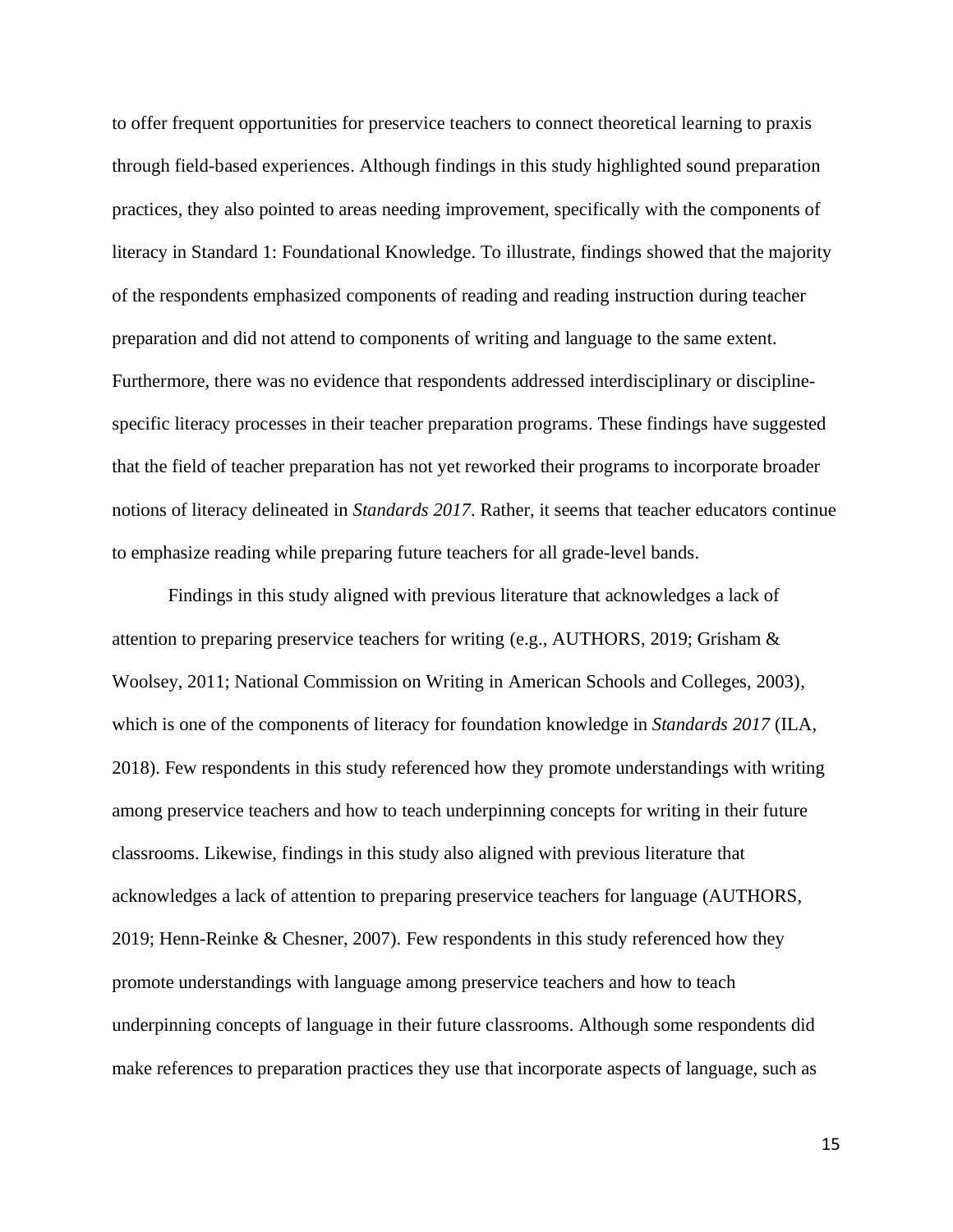to offer frequent opportunities for preservice teachers to connect theoretical learning to praxis through field-based experiences. Although findings in this study highlighted sound preparation practices, they also pointed to areas needing improvement, specifically with the components of literacy in Standard 1: Foundational Knowledge. To illustrate, findings showed that the majority of the respondents emphasized components of reading and reading instruction during teacher preparation and did not attend to components of writing and language to the same extent. Furthermore, there was no evidence that respondents addressed interdisciplinary or discipline-specific literacy processes in their teacher preparation programs. These findings have suggested that the field of teacher preparation has not yet reworked their programs to incorporate broader notions of literacy delineated in *Standards 2017*. Rather, it seems that teacher educators continue to emphasize reading while preparing future teachers for all grade-level bands.

Findings in this study aligned with previous literature that acknowledges a lack of attention to preparing preservice teachers for writing (e.g., AUTHORS, 2019; Grisham & Woolsey, 2011; National Commission on Writing in American Schools and Colleges, 2003), which is one of the components of literacy for foundation knowledge in *Standards 2017* (ILA, 2018). Few respondents in this study referenced how they promote understandings with writing among preservice teachers and how to teach underpinning concepts for writing in their future classrooms. Likewise, findings in this study also aligned with previous literature that acknowledges a lack of attention to preparing preservice teachers for language (AUTHORS, 2019; Henn-Reinke & Chesner, 2007). Few respondents in this study referenced how they promote understandings with language among preservice teachers and how to teach underpinning concepts of language in their future classrooms. Although some respondents did make references to preparation practices they use that incorporate aspects of language, such as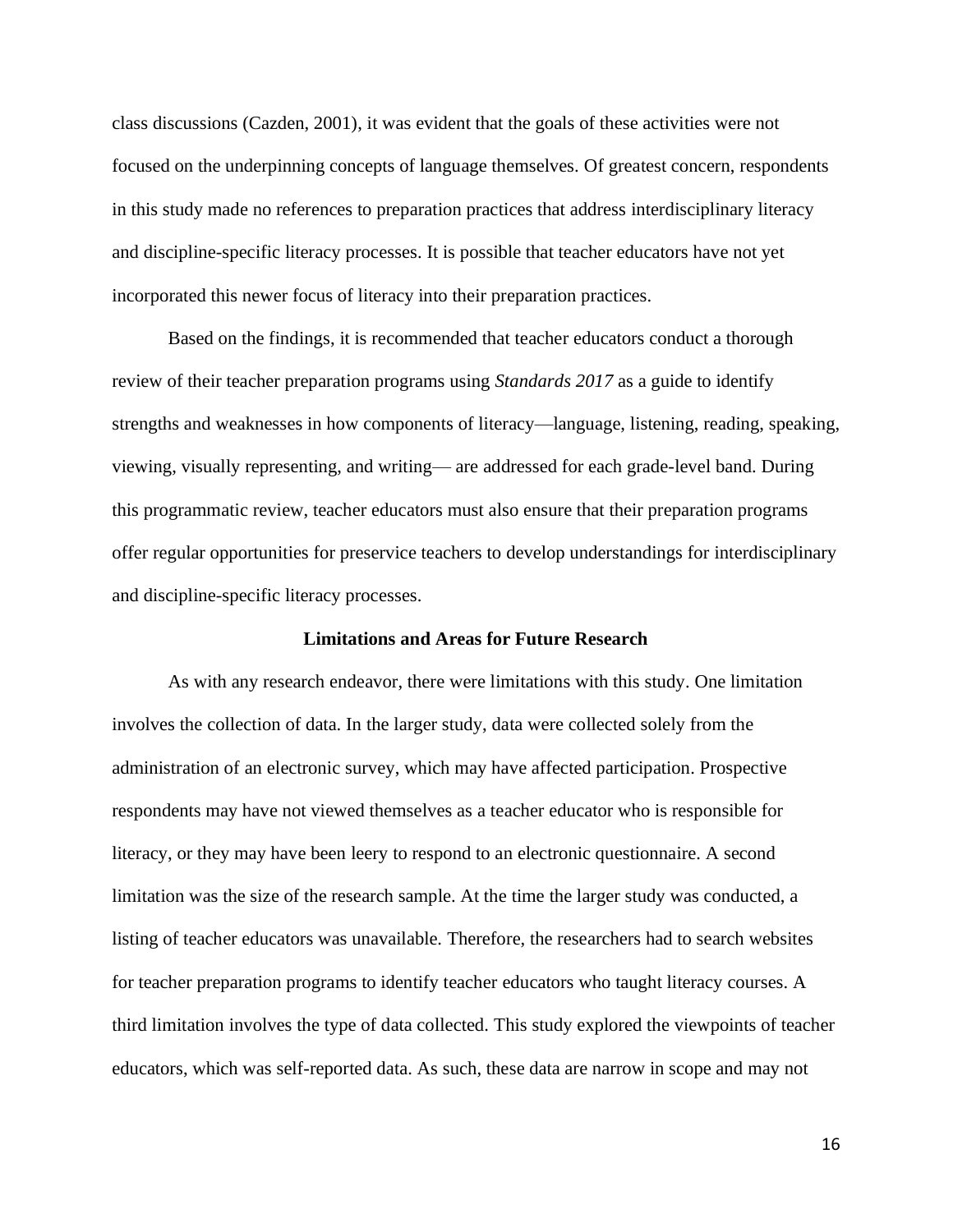class discussions (Cazden, 2001), it was evident that the goals of these activities were not focused on the underpinning concepts of language themselves. Of greatest concern, respondents in this study made no references to preparation practices that address interdisciplinary literacy and discipline-specific literacy processes. It is possible that teacher educators have not yet incorporated this newer focus of literacy into their preparation practices.

Based on the findings, it is recommended that teacher educators conduct a thorough review of their teacher preparation programs using *Standards 2017* as a guide to identify strengths and weaknesses in how components of literacy—language, listening, reading, speaking, viewing, visually representing, and writing— are addressed for each grade-level band. During this programmatic review, teacher educators must also ensure that their preparation programs offer regular opportunities for preservice teachers to develop understandings for interdisciplinary and discipline-specific literacy processes.

## Limitations and Areas for Future Research

As with any research endeavor, there were limitations with this study. One limitation involves the collection of data. In the larger study, data were collected solely from the administration of an electronic survey, which may have affected participation. Prospective respondents may have not viewed themselves as a teacher educator who is responsible for literacy, or they may have been leery to respond to an electronic questionnaire. A second limitation was the size of the research sample. At the time the larger study was conducted, a listing of teacher educators was unavailable. Therefore, the researchers had to search websites for teacher preparation programs to identify teacher educators who taught literacy courses. A third limitation involves the type of data collected. This study explored the viewpoints of teacher educators, which was self-reported data. As such, these data are narrow in scope and may not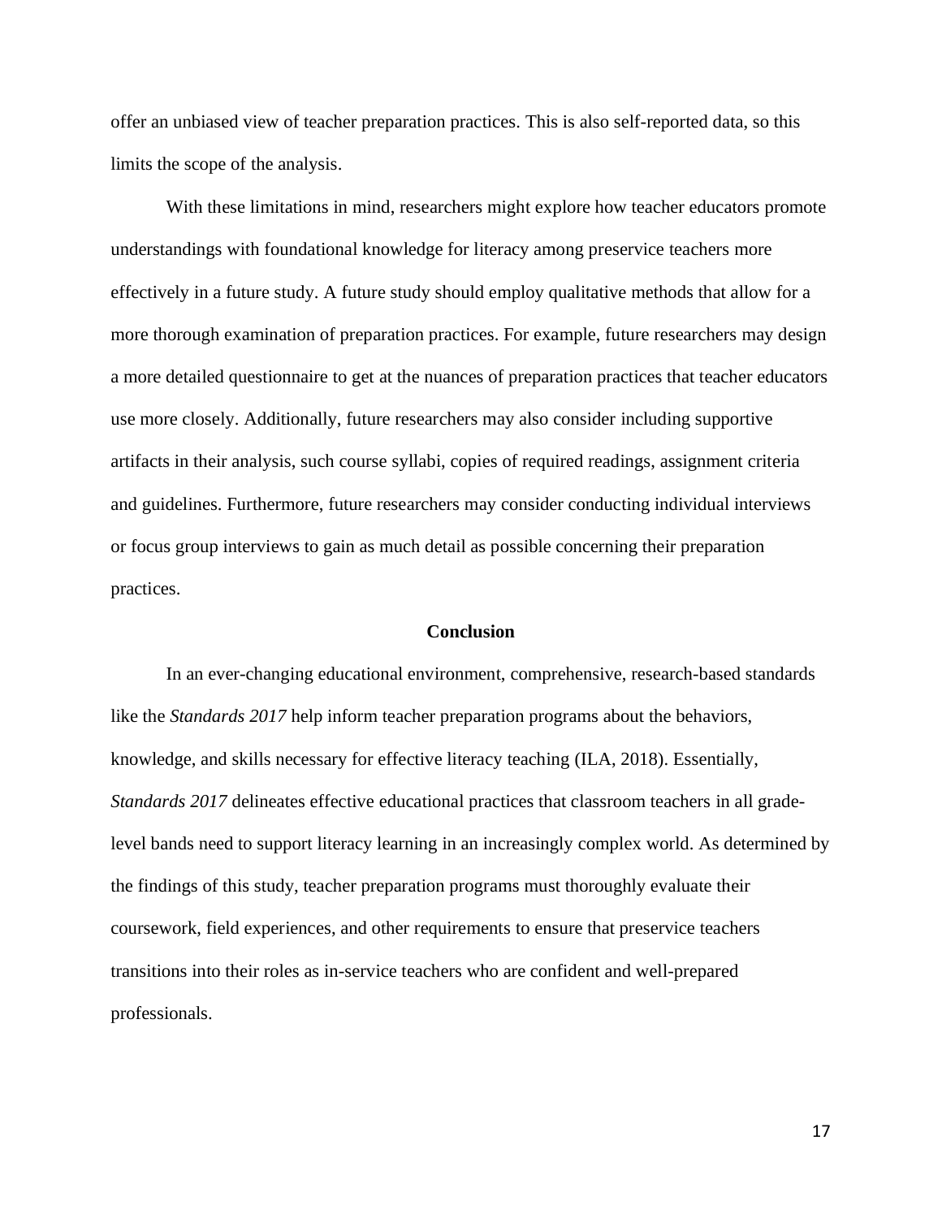offer an unbiased view of teacher preparation practices. This is also self-reported data, so this limits the scope of the analysis.

With these limitations in mind, researchers might explore how teacher educators promote understandings with foundational knowledge for literacy among preservice teachers more effectively in a future study. A future study should employ qualitative methods that allow for a more thorough examination of preparation practices. For example, future researchers may design a more detailed questionnaire to get at the nuances of preparation practices that teacher educators use more closely. Additionally, future researchers may also consider including supportive artifacts in their analysis, such course syllabi, copies of required readings, assignment criteria and guidelines. Furthermore, future researchers may consider conducting individual interviews or focus group interviews to gain as much detail as possible concerning their preparation practices.

## Conclusion

In an ever-changing educational environment, comprehensive, research-based standards like the *Standards 2017* help inform teacher preparation programs about the behaviors, knowledge, and skills necessary for effective literacy teaching (ILA, 2018). Essentially, *Standards 2017* delineates effective educational practices that classroom teachers in all grade-level bands need to support literacy learning in an increasingly complex world. As determined by the findings of this study, teacher preparation programs must thoroughly evaluate their coursework, field experiences, and other requirements to ensure that preservice teachers transitions into their roles as in-service teachers who are confident and well-prepared professionals.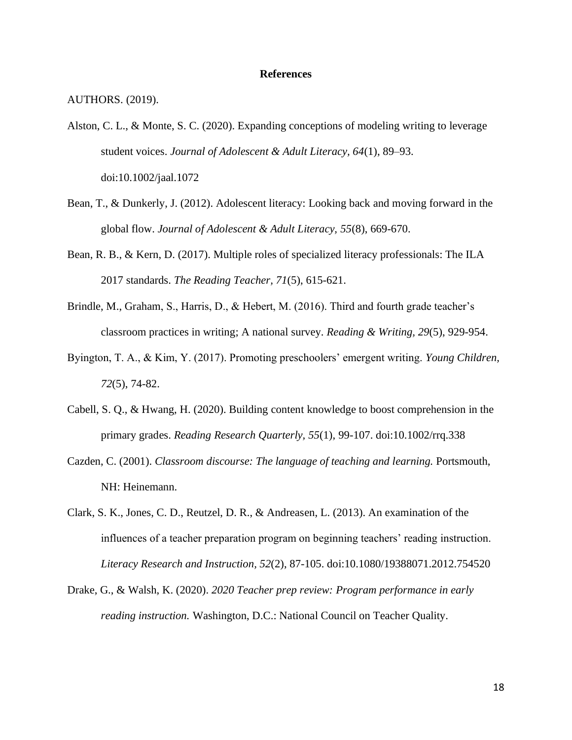# References

AUTHORS. (2019).

Alston, C. L., & Monte, S. C. (2020). Expanding conceptions of modeling writing to leverage student voices. *Journal of Adolescent & Adult Literacy, 64*(1), 89–93. doi:10.1002/jaal.1072

Bean, T., & Dunkerly, J. (2012). Adolescent literacy: Looking back and moving forward in the global flow. *Journal of Adolescent & Adult Literacy, 55*(8), 669-670.

Bean, R. B., & Kern, D. (2017). Multiple roles of specialized literacy professionals: The ILA 2017 standards. *The Reading Teacher, 71*(5), 615-621.

Brindle, M., Graham, S., Harris, D., & Hebert, M. (2016). Third and fourth grade teacher's classroom practices in writing; A national survey. *Reading & Writing, 29*(5), 929-954.

Byington, T. A., & Kim, Y. (2017). Promoting preschoolers' emergent writing. *Young Children, 72*(5), 74-82.

Cabell, S. Q., & Hwang, H. (2020). Building content knowledge to boost comprehension in the primary grades. *Reading Research Quarterly, 55*(1), 99-107. doi:10.1002/rrq.338

Cazden, C. (2001). *Classroom discourse: The language of teaching and learning.* Portsmouth, NH: Heinemann.

Clark, S. K., Jones, C. D., Reutzel, D. R., & Andreasen, L. (2013). An examination of the influences of a teacher preparation program on beginning teachers' reading instruction. *Literacy Research and Instruction, 52*(2), 87-105. doi:10.1080/19388071.2012.754520

Drake, G., & Walsh, K. (2020). *2020 Teacher prep review: Program performance in early reading instruction.* Washington, D.C.: National Council on Teacher Quality.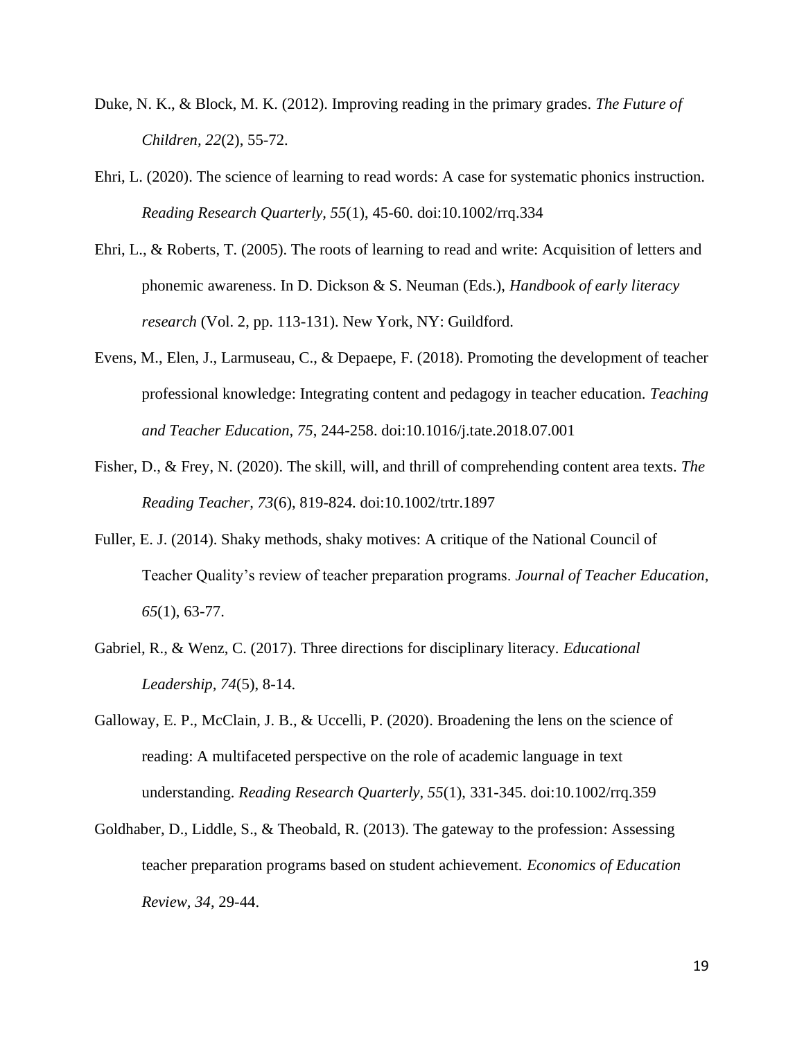Duke, N. K., & Block, M. K. (2012). Improving reading in the primary grades. *The Future of Children, 22*(2), 55-72.

Ehri, L. (2020). The science of learning to read words: A case for systematic phonics instruction. *Reading Research Quarterly, 55*(1), 45-60. doi:10.1002/rrq.334

Ehri, L., & Roberts, T. (2005). The roots of learning to read and write: Acquisition of letters and phonemic awareness. In D. Dickson & S. Neuman (Eds.), *Handbook of early literacy research* (Vol. 2, pp. 113-131). New York, NY: Guildford.

Evens, M., Elen, J., Larmuseau, C., & Depaepe, F. (2018). Promoting the development of teacher professional knowledge: Integrating content and pedagogy in teacher education. *Teaching and Teacher Education, 75*, 244-258. doi:10.1016/j.tate.2018.07.001

Fisher, D., & Frey, N. (2020). The skill, will, and thrill of comprehending content area texts. *The Reading Teacher, 73*(6), 819-824. doi:10.1002/trtr.1897

Fuller, E. J. (2014). Shaky methods, shaky motives: A critique of the National Council of Teacher Quality's review of teacher preparation programs. *Journal of Teacher Education, 65*(1), 63-77.

Gabriel, R., & Wenz, C. (2017). Three directions for disciplinary literacy. *Educational Leadership, 74*(5), 8-14.

Galloway, E. P., McClain, J. B., & Uccelli, P. (2020). Broadening the lens on the science of reading: A multifaceted perspective on the role of academic language in text understanding. *Reading Research Quarterly, 55*(1), 331-345. doi:10.1002/rrq.359

Goldhaber, D., Liddle, S., & Theobald, R. (2013). The gateway to the profession: Assessing teacher preparation programs based on student achievement. *Economics of Education Review, 34*, 29-44.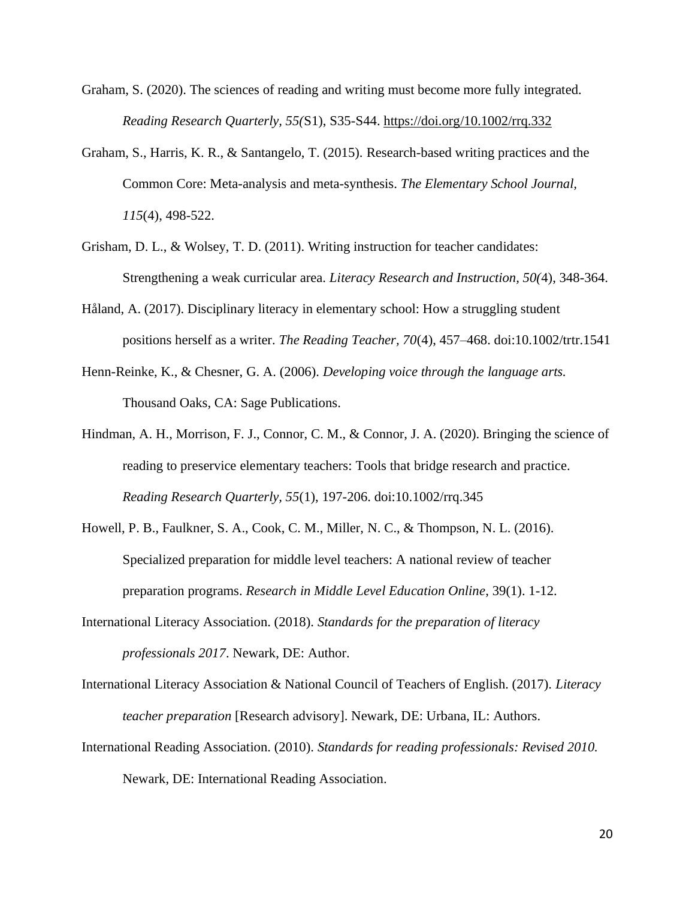Graham, S. (2020). The sciences of reading and writing must become more fully integrated. *Reading Research Quarterly, 55(*S1), S35-S44. https://doi.org/10.1002/rrq.332

Graham, S., Harris, K. R., & Santangelo, T. (2015). Research-based writing practices and the Common Core: Meta-analysis and meta-synthesis. *The Elementary School Journal, 115*(4), 498-522.

Grisham, D. L., & Wolsey, T. D. (2011). Writing instruction for teacher candidates: Strengthening a weak curricular area. *Literacy Research and Instruction, 50(*4), 348-364.

Håland, A. (2017). Disciplinary literacy in elementary school: How a struggling student positions herself as a writer. *The Reading Teacher, 70*(4), 457–468. doi:10.1002/trtr.1541

Henn-Reinke, K., & Chesner, G. A. (2006). *Developing voice through the language arts.* Thousand Oaks, CA: Sage Publications.

Hindman, A. H., Morrison, F. J., Connor, C. M., & Connor, J. A. (2020). Bringing the science of reading to preservice elementary teachers: Tools that bridge research and practice. *Reading Research Quarterly, 55*(1), 197-206. doi:10.1002/rrq.345

Howell, P. B., Faulkner, S. A., Cook, C. M., Miller, N. C., & Thompson, N. L. (2016). Specialized preparation for middle level teachers: A national review of teacher preparation programs. *Research in Middle Level Education Online*, 39(1). 1-12.

International Literacy Association. (2018). *Standards for the preparation of literacy professionals 2017*. Newark, DE: Author.

International Literacy Association & National Council of Teachers of English. (2017). *Literacy teacher preparation* [Research advisory]. Newark, DE: Urbana, IL: Authors.

International Reading Association. (2010). *Standards for reading professionals: Revised 2010.* Newark, DE: International Reading Association.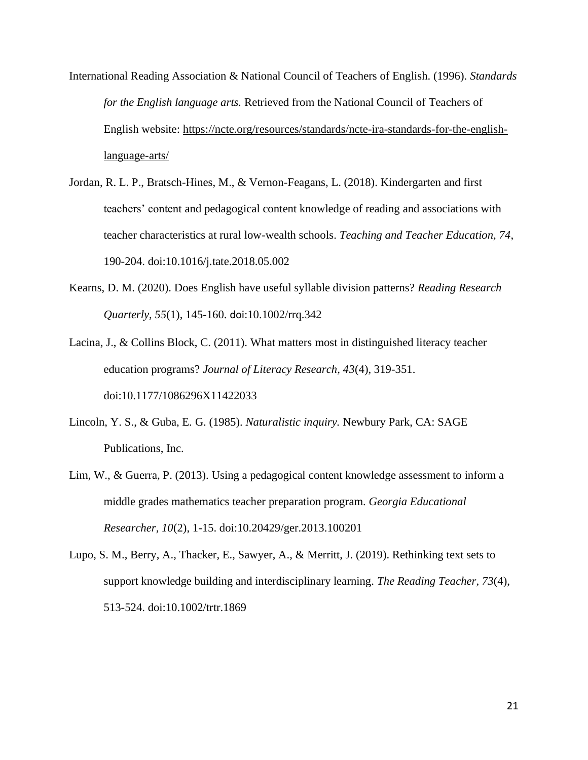International Reading Association & National Council of Teachers of English. (1996). *Standards for the English language arts.* Retrieved from the National Council of Teachers of English website: https://ncte.org/resources/standards/ncte-ira-standards-for-the-english-language-arts/

Jordan, R. L. P., Bratsch-Hines, M., & Vernon-Feagans, L. (2018). Kindergarten and first teachers' content and pedagogical content knowledge of reading and associations with teacher characteristics at rural low-wealth schools. *Teaching and Teacher Education, 74*, 190-204. doi:10.1016/j.tate.2018.05.002

Kearns, D. M. (2020). Does English have useful syllable division patterns? *Reading Research Quarterly, 55*(1), 145-160. doi:10.1002/rrq.342

Lacina, J., & Collins Block, C. (2011). What matters most in distinguished literacy teacher education programs? *Journal of Literacy Research, 43*(4), 319-351. doi:10.1177/1086296X11422033

Lincoln, Y. S., & Guba, E. G. (1985). *Naturalistic inquiry.* Newbury Park, CA: SAGE Publications, Inc.

Lim, W., & Guerra, P. (2013). Using a pedagogical content knowledge assessment to inform a middle grades mathematics teacher preparation program. *Georgia Educational Researcher, 10*(2), 1-15. doi:10.20429/ger.2013.100201

Lupo, S. M., Berry, A., Thacker, E., Sawyer, A., & Merritt, J. (2019). Rethinking text sets to support knowledge building and interdisciplinary learning. *The Reading Teacher, 73*(4), 513-524. doi:10.1002/trtr.1869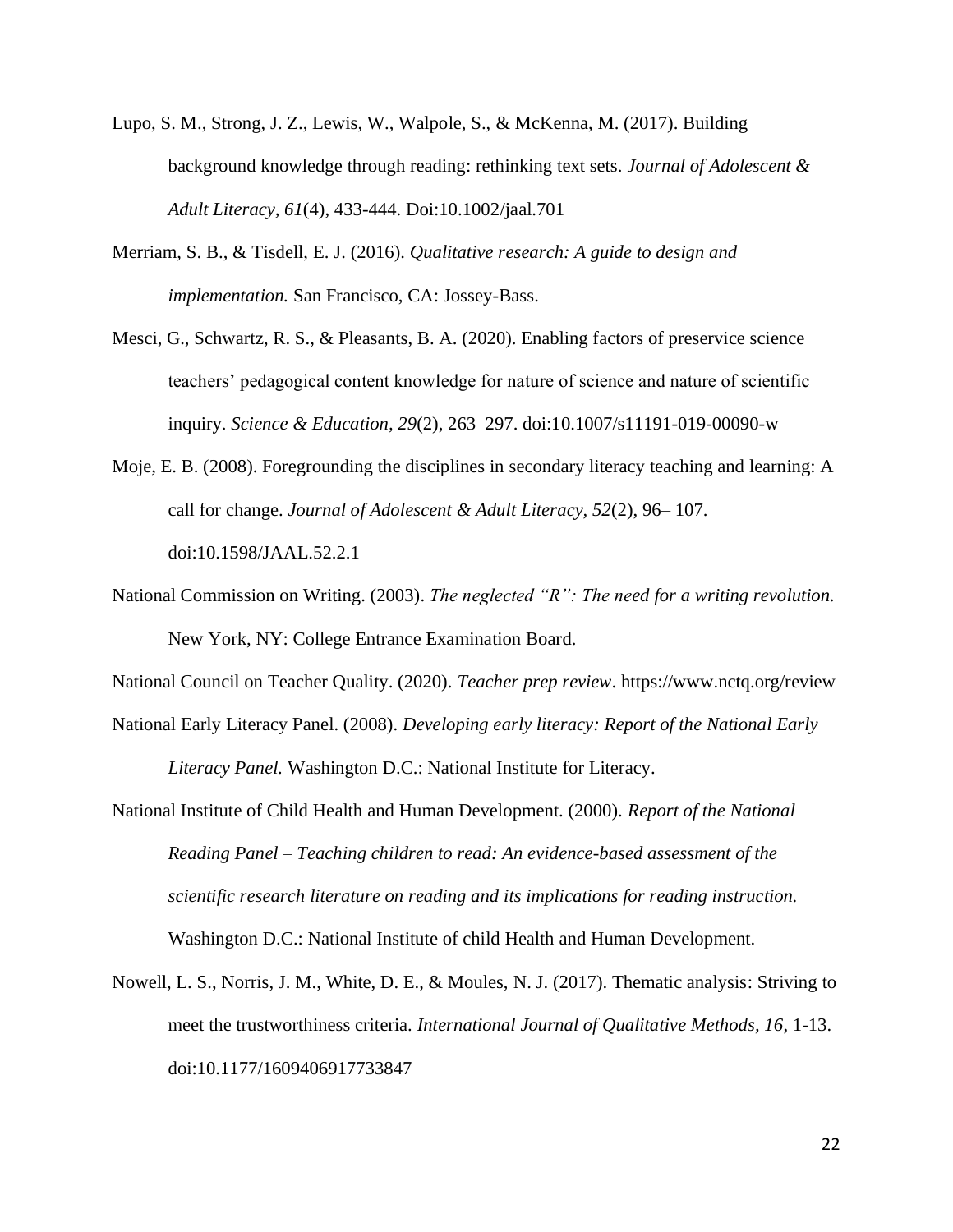Lupo, S. M., Strong, J. Z., Lewis, W., Walpole, S., & McKenna, M. (2017). Building background knowledge through reading: rethinking text sets. *Journal of Adolescent & Adult Literacy, 61*(4), 433-444. Doi:10.1002/jaal.701

Merriam, S. B., & Tisdell, E. J. (2016). *Qualitative research: A guide to design and implementation.* San Francisco, CA: Jossey-Bass.

Mesci, G., Schwartz, R. S., & Pleasants, B. A. (2020). Enabling factors of preservice science teachers' pedagogical content knowledge for nature of science and nature of scientific inquiry. *Science & Education, 29*(2), 263–297. doi:10.1007/s11191-019-00090-w

Moje, E. B. (2008). Foregrounding the disciplines in secondary literacy teaching and learning: A call for change. *Journal of Adolescent & Adult Literacy, 52*(2), 96– 107. doi:10.1598/JAAL.52.2.1

National Commission on Writing. (2003). *The neglected "R": The need for a writing revolution.* New York, NY: College Entrance Examination Board.

National Council on Teacher Quality. (2020). *Teacher prep review*. https://www.nctq.org/review

National Early Literacy Panel. (2008). *Developing early literacy: Report of the National Early Literacy Panel.* Washington D.C.: National Institute for Literacy.

National Institute of Child Health and Human Development. (2000). *Report of the National Reading Panel – Teaching children to read: An evidence-based assessment of the scientific research literature on reading and its implications for reading instruction.* Washington D.C.: National Institute of child Health and Human Development.

Nowell, L. S., Norris, J. M., White, D. E., & Moules, N. J. (2017). Thematic analysis: Striving to meet the trustworthiness criteria. *International Journal of Qualitative Methods, 16*, 1-13. doi:10.1177/1609406917733847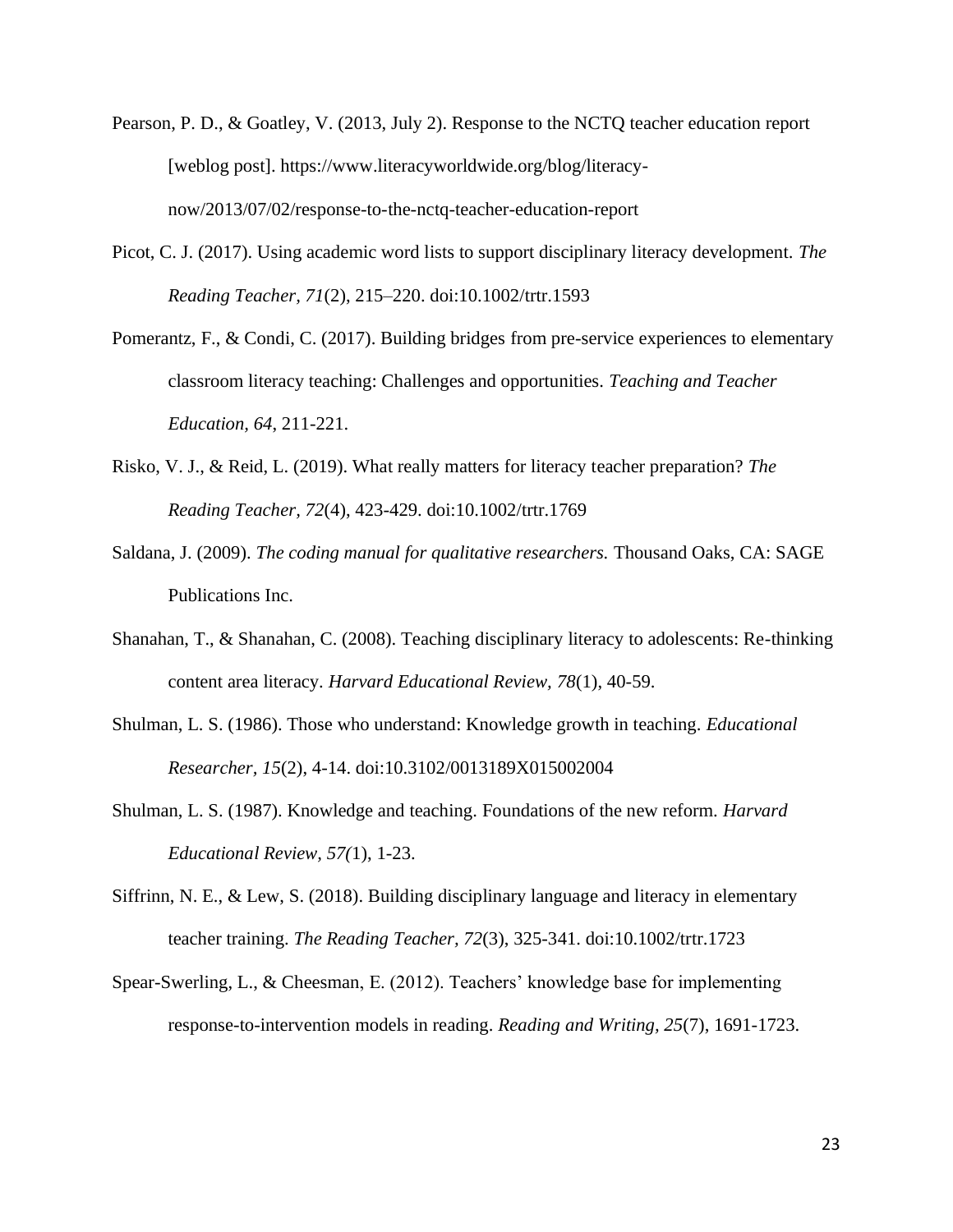Pearson, P. D., & Goatley, V. (2013, July 2). Response to the NCTQ teacher education report [weblog post]. https://www.literacyworldwide.org/blog/literacy-now/2013/07/02/response-to-the-nctq-teacher-education-report

Picot, C. J. (2017). Using academic word lists to support disciplinary literacy development. *The Reading Teacher, 71*(2), 215–220. doi:10.1002/trtr.1593

Pomerantz, F., & Condi, C. (2017). Building bridges from pre-service experiences to elementary classroom literacy teaching: Challenges and opportunities. *Teaching and Teacher Education, 64*, 211-221.

Risko, V. J., & Reid, L. (2019). What really matters for literacy teacher preparation? *The Reading Teacher, 72*(4), 423-429. doi:10.1002/trtr.1769

Saldana, J. (2009). *The coding manual for qualitative researchers.* Thousand Oaks, CA: SAGE Publications Inc.

Shanahan, T., & Shanahan, C. (2008). Teaching disciplinary literacy to adolescents: Re-thinking content area literacy. *Harvard Educational Review, 78*(1), 40-59.

Shulman, L. S. (1986). Those who understand: Knowledge growth in teaching. *Educational Researcher, 15*(2), 4-14. doi:10.3102/0013189X015002004

Shulman, L. S. (1987). Knowledge and teaching. Foundations of the new reform. *Harvard Educational Review, 57(*1), 1-23.

Siffrinn, N. E., & Lew, S. (2018). Building disciplinary language and literacy in elementary teacher training. *The Reading Teacher, 72*(3), 325-341. doi:10.1002/trtr.1723

Spear-Swerling, L., & Cheesman, E. (2012). Teachers' knowledge base for implementing response-to-intervention models in reading. *Reading and Writing, 25*(7), 1691-1723.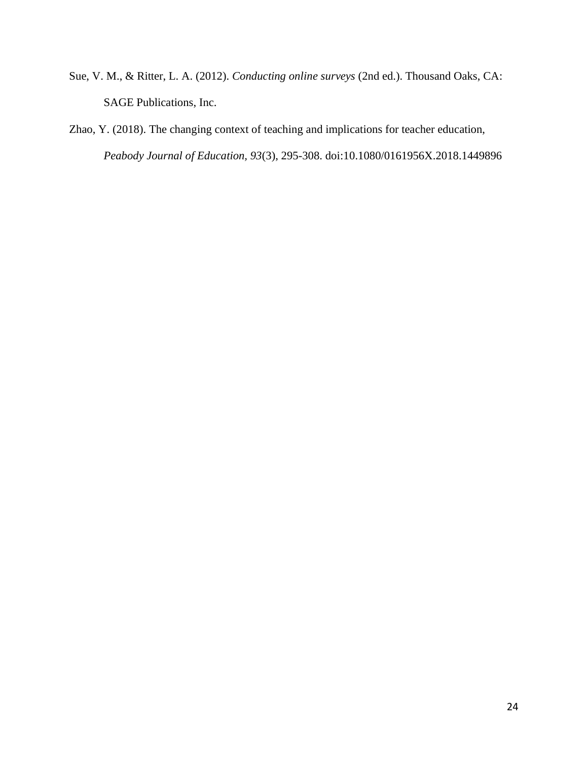Sue, V. M., & Ritter, L. A. (2012). *Conducting online surveys* (2nd ed.). Thousand Oaks, CA: SAGE Publications, Inc.

Zhao, Y. (2018). The changing context of teaching and implications for teacher education, *Peabody Journal of Education, 93*(3), 295-308. doi:10.1080/0161956X.2018.1449896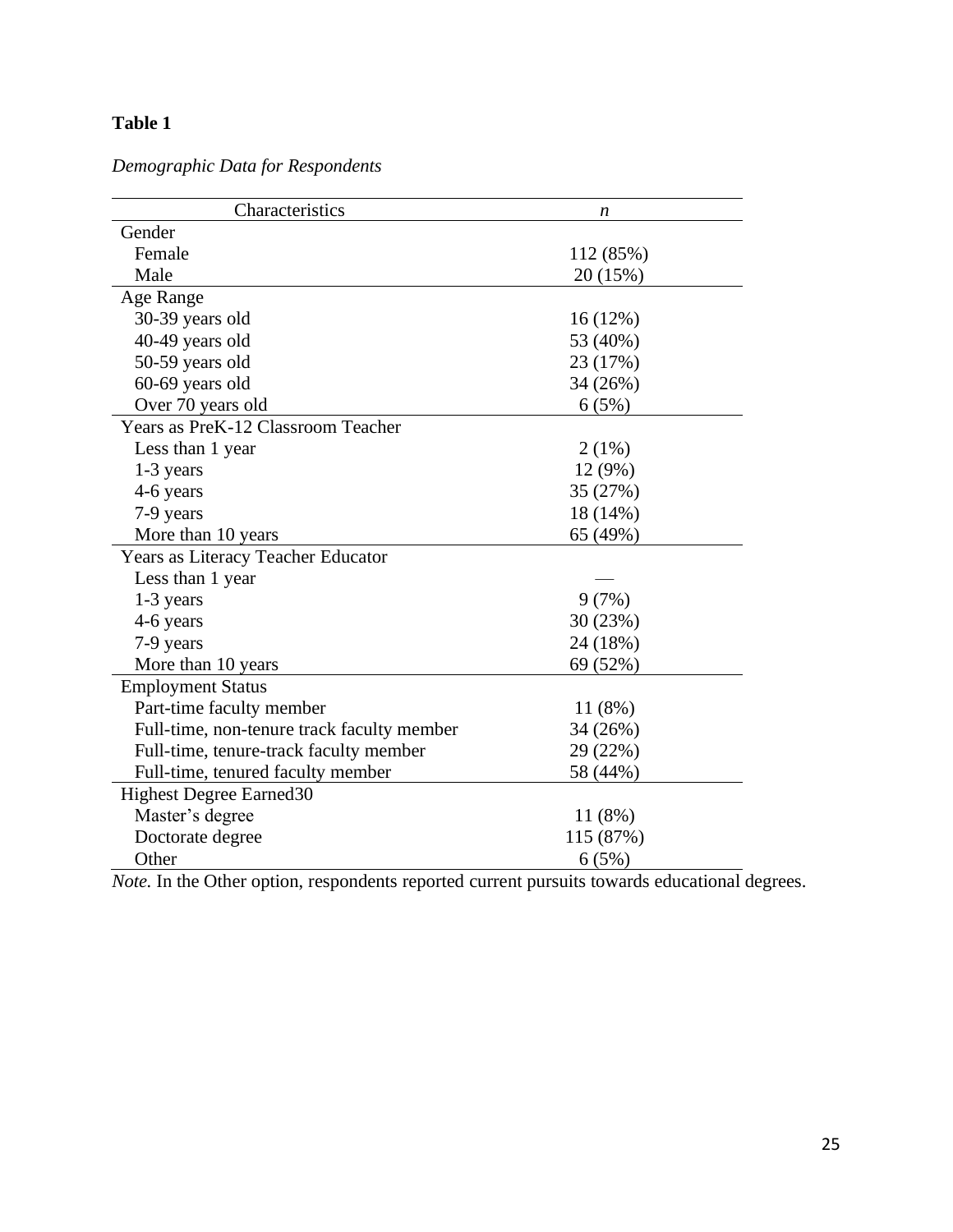**Table 1**

*Demographic Data for Respondents*

| Characteristics | *n* |
|---|---|
| Gender | |
| Female | 112 (85%) |
| Male | 20 (15%) |
| Age Range | |
| 30-39 years old | 16 (12%) |
| 40-49 years old | 53 (40%) |
| 50-59 years old | 23 (17%) |
| 60-69 years old | 34 (26%) |
| Over 70 years old | 6 (5%) |
| Years as PreK-12 Classroom Teacher | |
| Less than 1 year | 2 (1%) |
| 1-3 years | 12 (9%) |
| 4-6 years | 35 (27%) |
| 7-9 years | 18 (14%) |
| More than 10 years | 65 (49%) |
| Years as Literacy Teacher Educator | |
| Less than 1 year | — |
| 1-3 years | 9 (7%) |
| 4-6 years | 30 (23%) |
| 7-9 years | 24 (18%) |
| More than 10 years | 69 (52%) |
| Employment Status | |
| Part-time faculty member | 11 (8%) |
| Full-time, non-tenure track faculty member | 34 (26%) |
| Full-time, tenure-track faculty member | 29 (22%) |
| Full-time, tenured faculty member | 58 (44%) |
| Highest Degree Earned30 | |
| Master's degree | 11 (8%) |
| Doctorate degree | 115 (87%) |
| Other | 6 (5%) |

*Note.* In the Other option, respondents reported current pursuits towards educational degrees.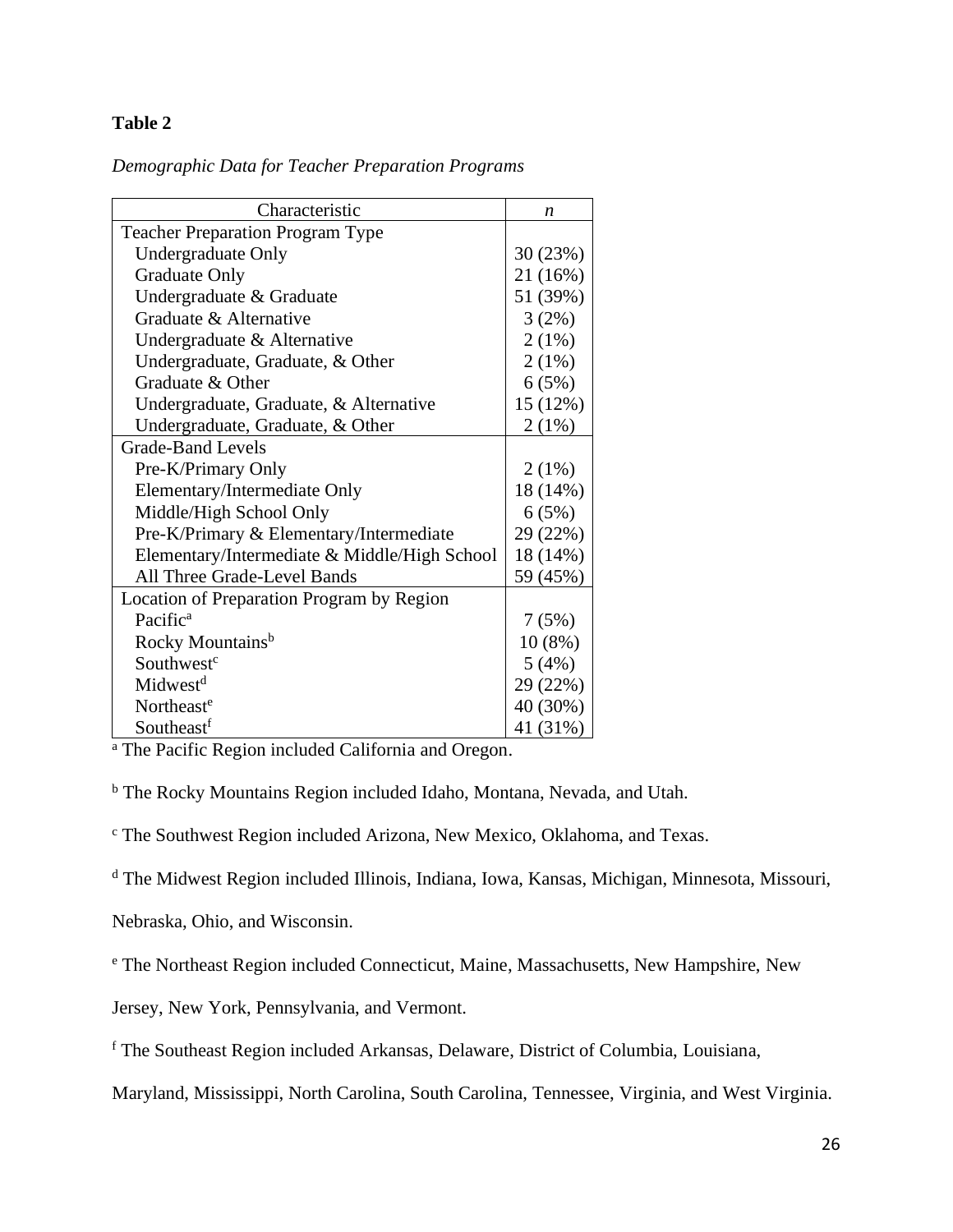**Table 2**

*Demographic Data for Teacher Preparation Programs*

| Characteristic | *n* |
|---|---|
| Teacher Preparation Program Type | |
| Undergraduate Only | 30 (23%) |
| Graduate Only | 21 (16%) |
| Undergraduate & Graduate | 51 (39%) |
| Graduate & Alternative | 3 (2%) |
| Undergraduate & Alternative | 2 (1%) |
| Undergraduate, Graduate, & Other | 2 (1%) |
| Graduate & Other | 6 (5%) |
| Undergraduate, Graduate, & Alternative | 15 (12%) |
| Undergraduate, Graduate, & Other | 2 (1%) |
| Grade-Band Levels | |
| Pre-K/Primary Only | 2 (1%) |
| Elementary/Intermediate Only | 18 (14%) |
| Middle/High School Only | 6 (5%) |
| Pre-K/Primary & Elementary/Intermediate | 29 (22%) |
| Elementary/Intermediate & Middle/High School | 18 (14%) |
| All Three Grade-Level Bands | 59 (45%) |
| Location of Preparation Program by Region | |
| Pacific[a] | 7 (5%) |
| Rocky Mountains[b] | 10 (8%) |
| Southwest[c] | 5 (4%) |
| Midwest[d] | 29 (22%) |
| Northeast[e] | 40 (30%) |
| Southeast[f] | 41 (31%) |

[a] The Pacific Region included California and Oregon.

[b] The Rocky Mountains Region included Idaho, Montana, Nevada, and Utah.

[c] The Southwest Region included Arizona, New Mexico, Oklahoma, and Texas.

[d] The Midwest Region included Illinois, Indiana, Iowa, Kansas, Michigan, Minnesota, Missouri, Nebraska, Ohio, and Wisconsin.

[e] The Northeast Region included Connecticut, Maine, Massachusetts, New Hampshire, New Jersey, New York, Pennsylvania, and Vermont.

[f] The Southeast Region included Arkansas, Delaware, District of Columbia, Louisiana, Maryland, Mississippi, North Carolina, South Carolina, Tennessee, Virginia, and West Virginia.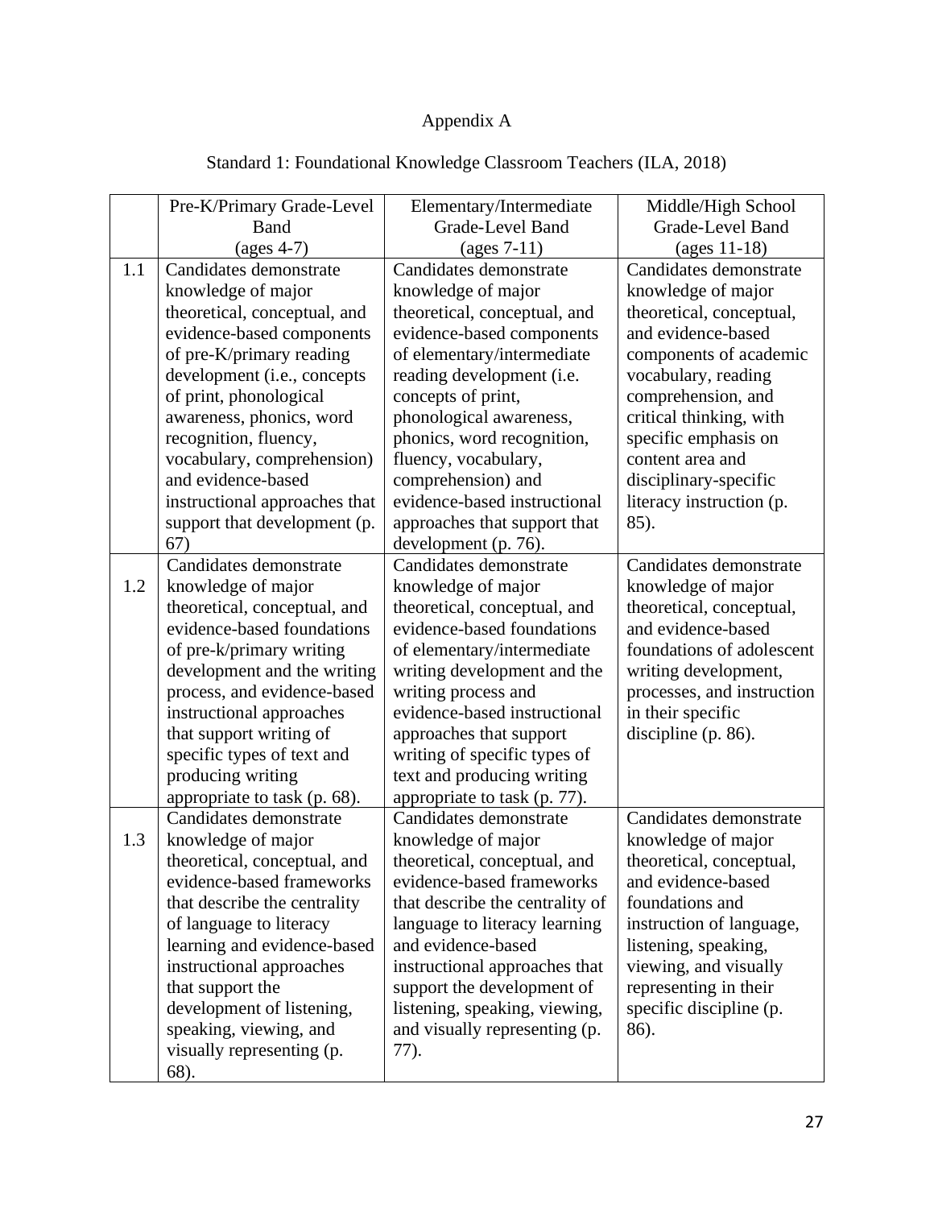# Appendix A

## Standard 1: Foundational Knowledge Classroom Teachers (ILA, 2018)

| | Pre-K/Primary Grade-Level Band (ages 4-7) | Elementary/Intermediate Grade-Level Band (ages 7-11) | Middle/High School Grade-Level Band (ages 11-18) |
|---|---|---|---|
| 1.1 | Candidates demonstrate knowledge of major theoretical, conceptual, and evidence-based components of pre-K/primary reading development (i.e., concepts of print, phonological awareness, phonics, word recognition, fluency, vocabulary, comprehension) and evidence-based instructional approaches that support that development (p. 67) | Candidates demonstrate knowledge of major theoretical, conceptual, and evidence-based components of elementary/intermediate reading development (i.e. concepts of print, phonological awareness, phonics, word recognition, fluency, vocabulary, comprehension) and evidence-based instructional approaches that support that development (p. 76). | Candidates demonstrate knowledge of major theoretical, conceptual, and evidence-based components of academic vocabulary, reading comprehension, and critical thinking, with specific emphasis on content area and disciplinary-specific literacy instruction (p. 85). |
| 1.2 | Candidates demonstrate knowledge of major theoretical, conceptual, and evidence-based foundations of pre-k/primary writing development and the writing process, and evidence-based instructional approaches that support writing of specific types of text and producing writing appropriate to task (p. 68). | Candidates demonstrate knowledge of major theoretical, conceptual, and evidence-based foundations of elementary/intermediate writing development and the writing process and evidence-based instructional approaches that support writing of specific types of text and producing writing appropriate to task (p. 77). | Candidates demonstrate knowledge of major theoretical, conceptual, and evidence-based foundations of adolescent writing development, processes, and instruction in their specific discipline (p. 86). |
| 1.3 | Candidates demonstrate knowledge of major theoretical, conceptual, and evidence-based frameworks that describe the centrality of language to literacy learning and evidence-based instructional approaches that support the development of listening, speaking, viewing, and visually representing (p. 68). | Candidates demonstrate knowledge of major theoretical, conceptual, and evidence-based frameworks that describe the centrality of language to literacy learning and evidence-based instructional approaches that support the development of listening, speaking, viewing, and visually representing (p. 77). | Candidates demonstrate knowledge of major theoretical, conceptual, and evidence-based foundations and instruction of language, listening, speaking, viewing, and visually representing in their specific discipline (p. 86). |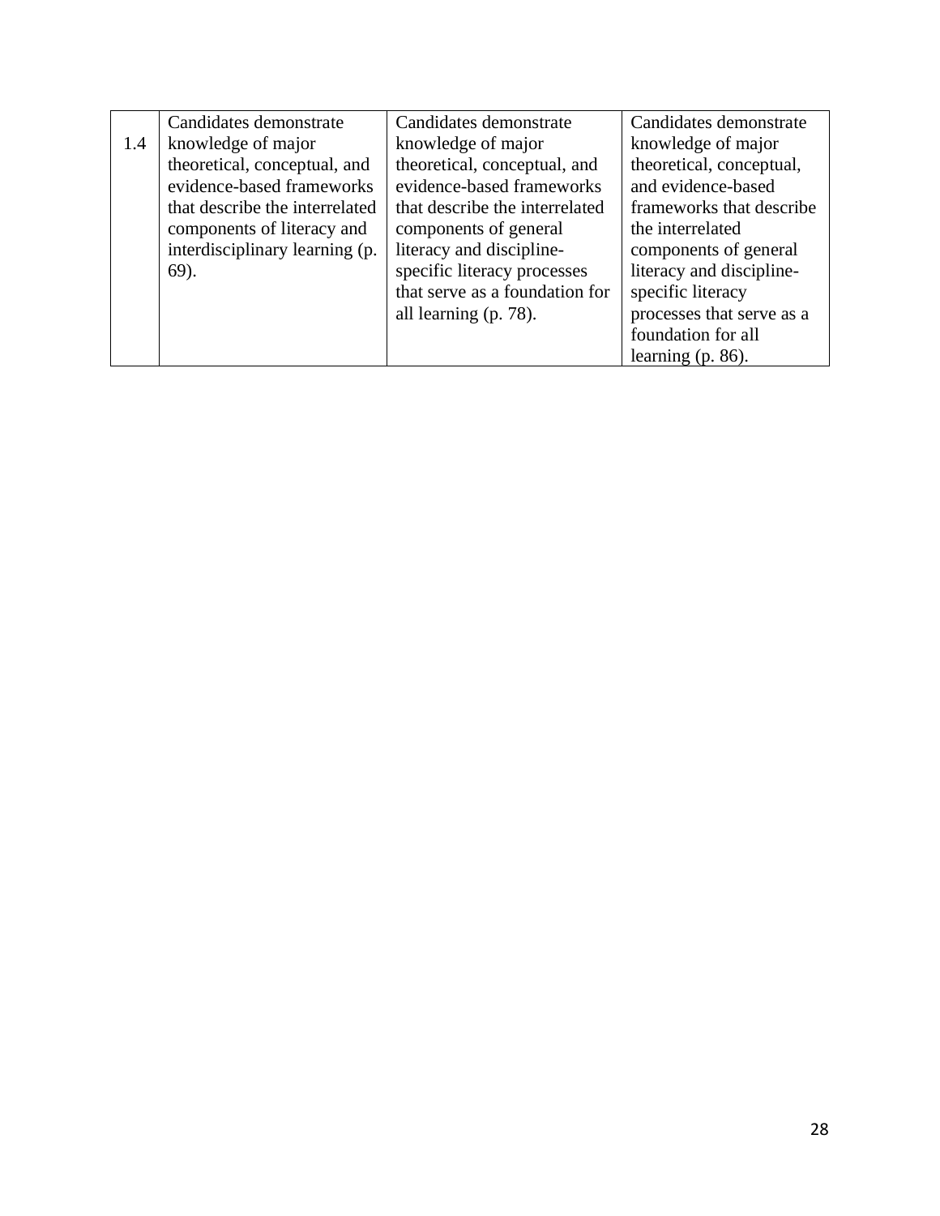| | | | |
|---|---|---|---|
| 1.4 | Candidates demonstrate knowledge of major theoretical, conceptual, and evidence-based frameworks that describe the interrelated components of literacy and interdisciplinary learning (p. 69). | Candidates demonstrate knowledge of major theoretical, conceptual, and evidence-based frameworks that describe the interrelated components of general literacy and discipline-specific literacy processes that serve as a foundation for all learning (p. 78). | Candidates demonstrate knowledge of major theoretical, conceptual, and evidence-based frameworks that describe the interrelated components of general literacy and discipline-specific literacy processes that serve as a foundation for all learning (p. 86). |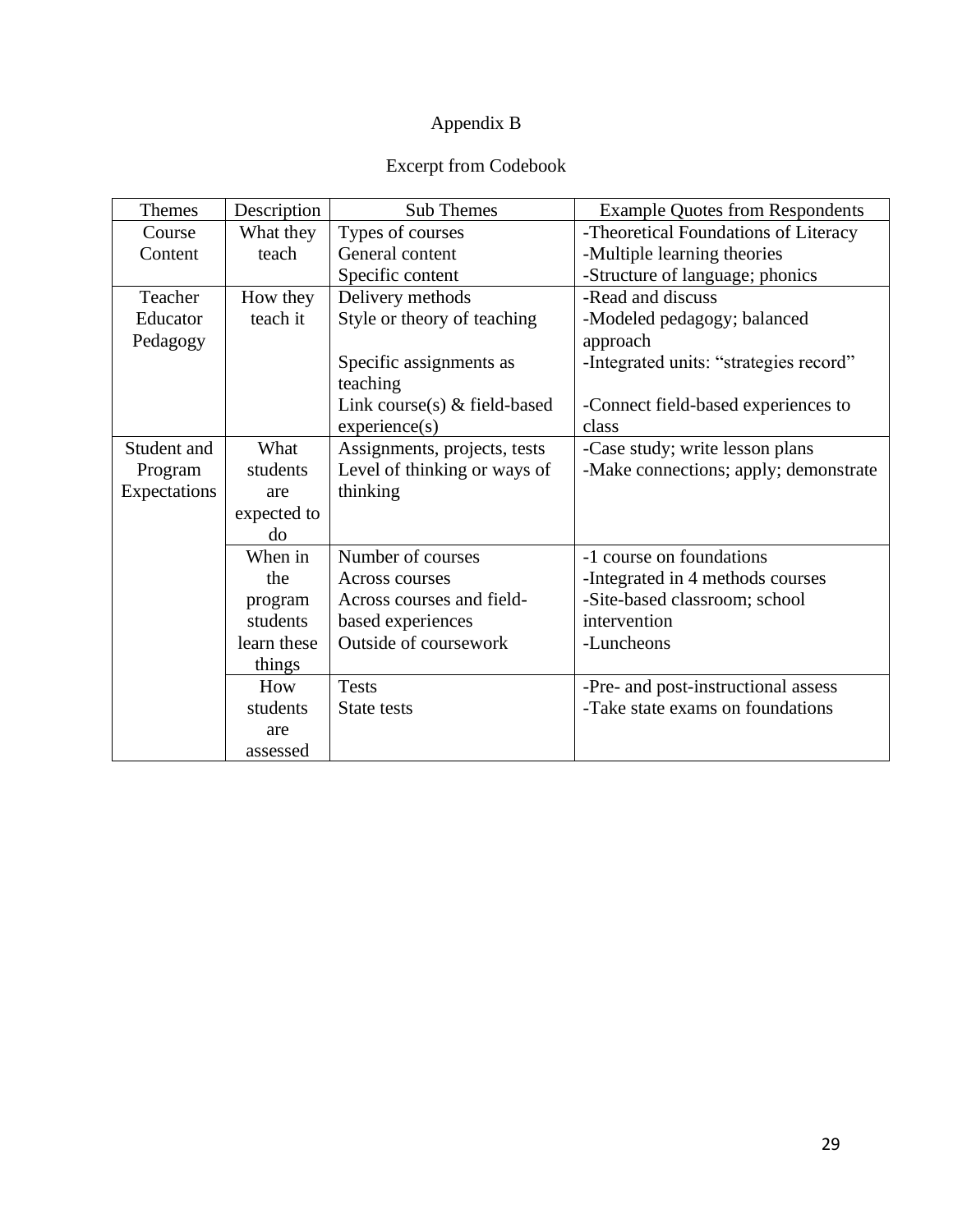# Appendix B

## Excerpt from Codebook

| Themes | Description | Sub Themes | Example Quotes from Respondents |
|---|---|---|---|
| Course Content | What they teach | Types of courses<br>General content<br>Specific content | -Theoretical Foundations of Literacy<br>-Multiple learning theories<br>-Structure of language; phonics |
| Teacher Educator Pedagogy | How they teach it | Delivery methods<br>Style or theory of teaching<br>Specific assignments as teaching<br>Link course(s) & field-based experience(s) | -Read and discuss<br>-Modeled pedagogy; balanced approach<br>-Integrated units: "strategies record"<br>-Connect field-based experiences to class |
| Student and Program Expectations | What students are expected to do | Assignments, projects, tests<br>Level of thinking or ways of thinking | -Case study; write lesson plans<br>-Make connections; apply; demonstrate |
| | When in the program students learn these things | Number of courses<br>Across courses<br>Across courses and field-based experiences<br>Outside of coursework | -1 course on foundations<br>-Integrated in 4 methods courses<br>-Site-based classroom; school intervention<br>-Luncheons |
| | How students are assessed | Tests<br>State tests | -Pre- and post-instructional assess<br>-Take state exams on foundations |